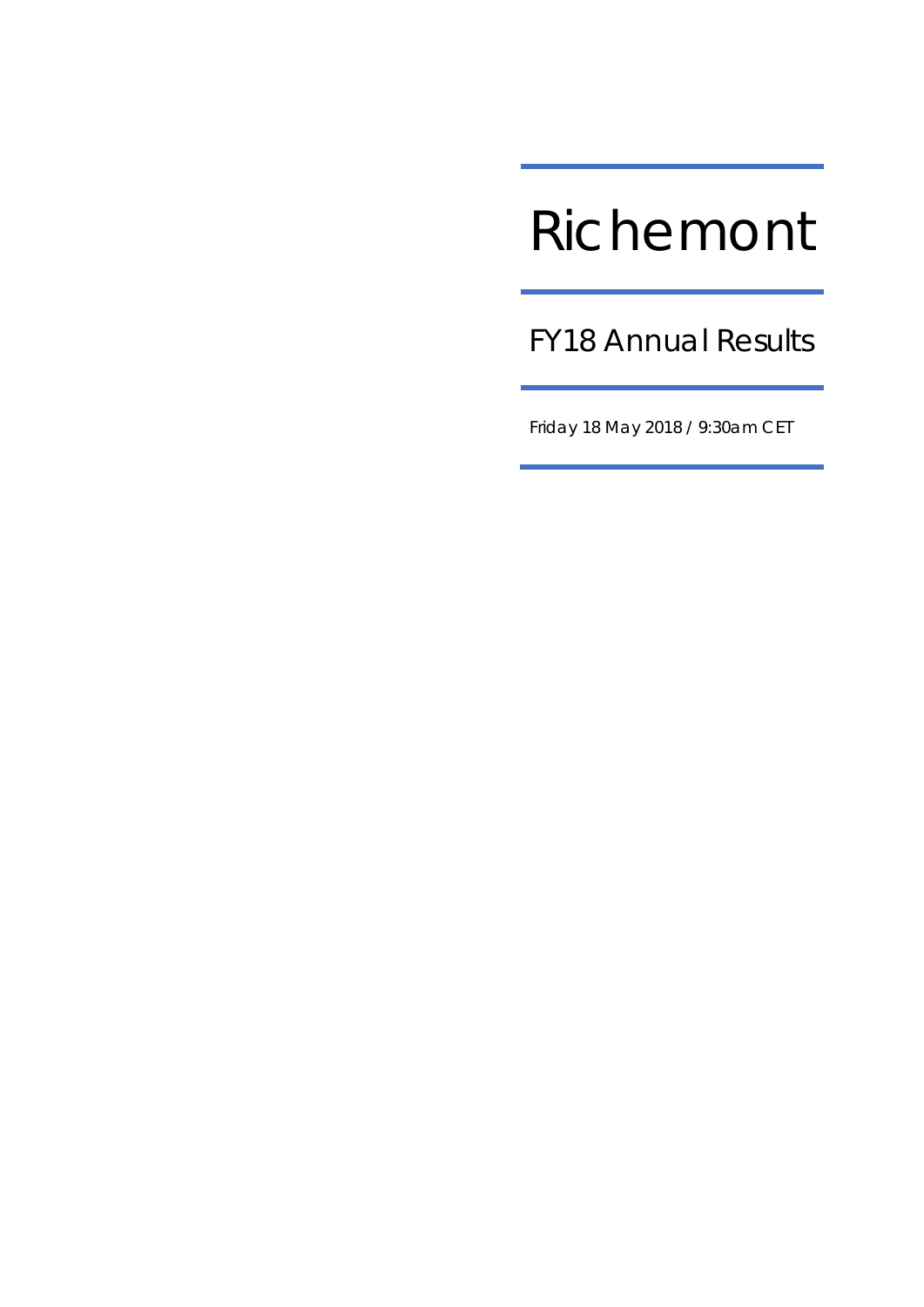# Richemont

## FY18 Annual Results

Friday 18 May 2018 / 9:30am CET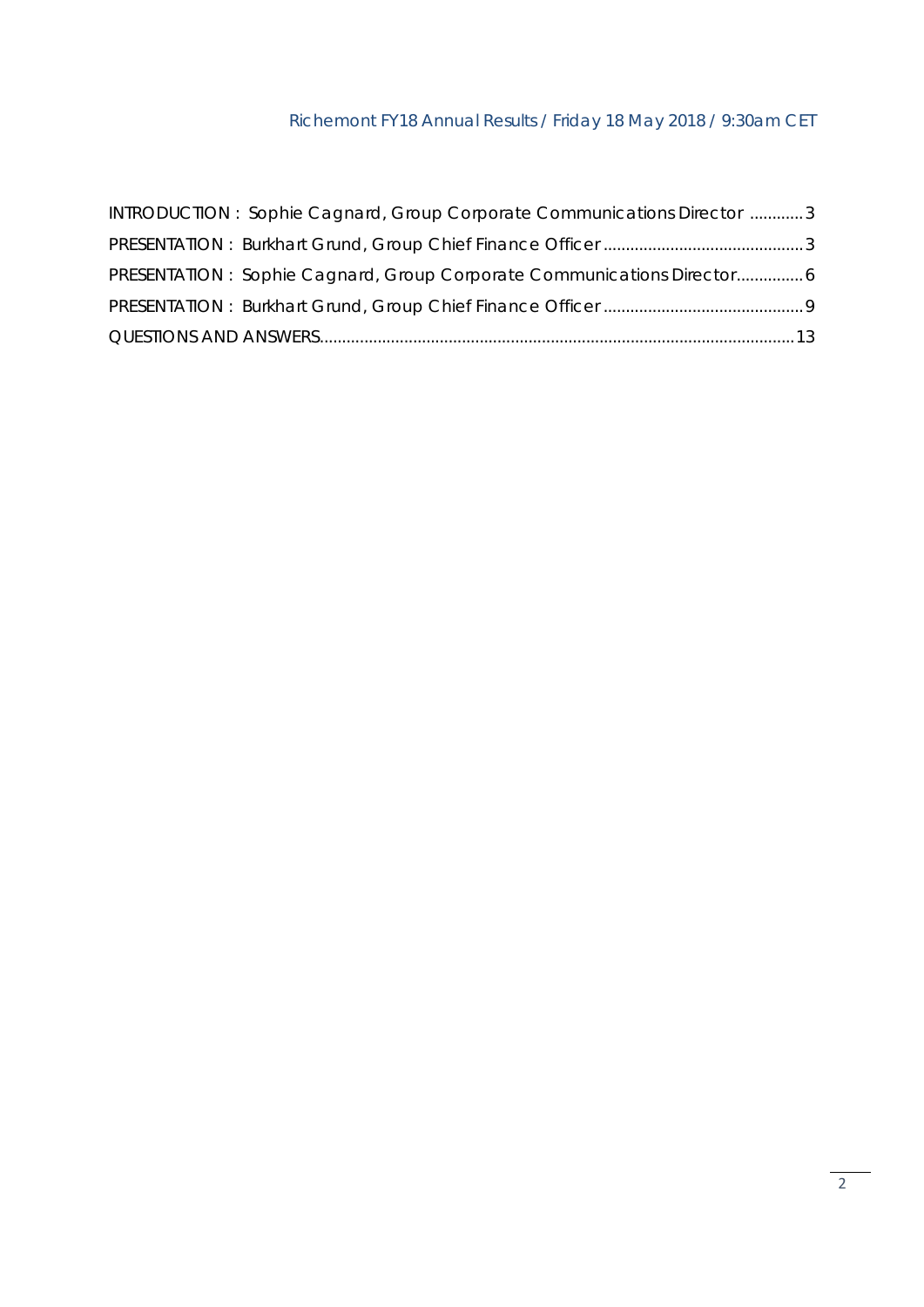INTRODUCTION : Sophie Cagnard, Group Corporate Communications Director ............3

PRESENTATION : Burkhart Grund, Group Chief Finance Officer ............................................3

PRESENTATION : Sophie Cagnard, Group Corporate Communications Director...............6

PRESENTATION : Burkhart Grund, Group Chief Finance Officer ............................................9

QUESTIONS AND ANSWERS.........................................................................................................13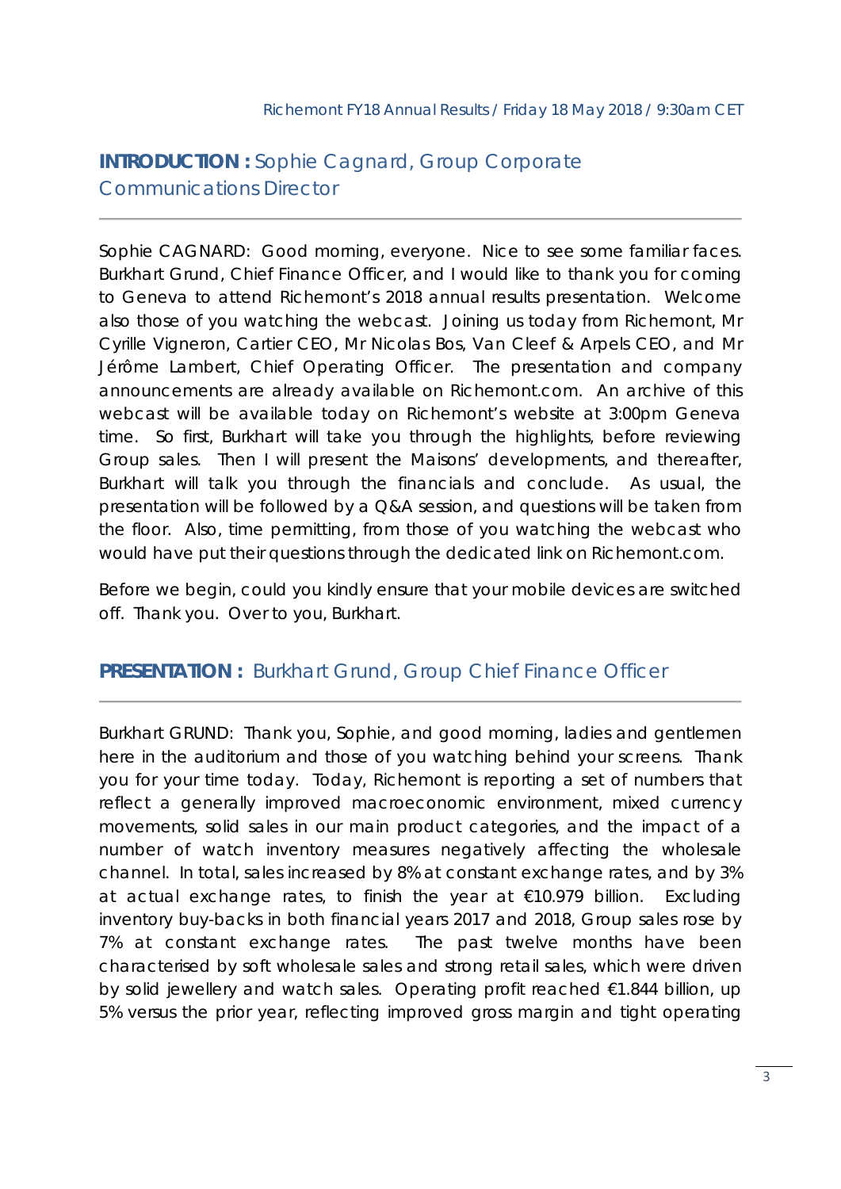## INTRODUCTION : Sophie Cagnard, Group Corporate Communications Director

Sophie CAGNARD: Good morning, everyone. Nice to see some familiar faces. Burkhart Grund, Chief Finance Officer, and I would like to thank you for coming to Geneva to attend Richemont's 2018 annual results presentation. Welcome also those of you watching the webcast. Joining us today from Richemont, Mr Cyrille Vigneron, Cartier CEO, Mr Nicolas Bos, Van Cleef & Arpels CEO, and Mr Jérôme Lambert, Chief Operating Officer. The presentation and company announcements are already available on Richemont.com. An archive of this webcast will be available today on Richemont's website at 3:00pm Geneva time. So first, Burkhart will take you through the highlights, before reviewing Group sales. Then I will present the Maisons' developments, and thereafter, Burkhart will talk you through the financials and conclude. As usual, the presentation will be followed by a Q&A session, and questions will be taken from the floor. Also, time permitting, from those of you watching the webcast who would have put their questions through the dedicated link on Richemont.com.

Before we begin, could you kindly ensure that your mobile devices are switched off. Thank you. Over to you, Burkhart.

## PRESENTATION : Burkhart Grund, Group Chief Finance Officer

Burkhart GRUND: Thank you, Sophie, and good morning, ladies and gentlemen here in the auditorium and those of you watching behind your screens. Thank you for your time today. Today, Richemont is reporting a set of numbers that reflect a generally improved macroeconomic environment, mixed currency movements, solid sales in our main product categories, and the impact of a number of watch inventory measures negatively affecting the wholesale channel. In total, sales increased by 8% at constant exchange rates, and by 3% at actual exchange rates, to finish the year at €10.979 billion. Excluding inventory buy-backs in both financial years 2017 and 2018, Group sales rose by 7% at constant exchange rates. The past twelve months have been characterised by soft wholesale sales and strong retail sales, which were driven by solid jewellery and watch sales. Operating profit reached €1.844 billion, up 5% versus the prior year, reflecting improved gross margin and tight operating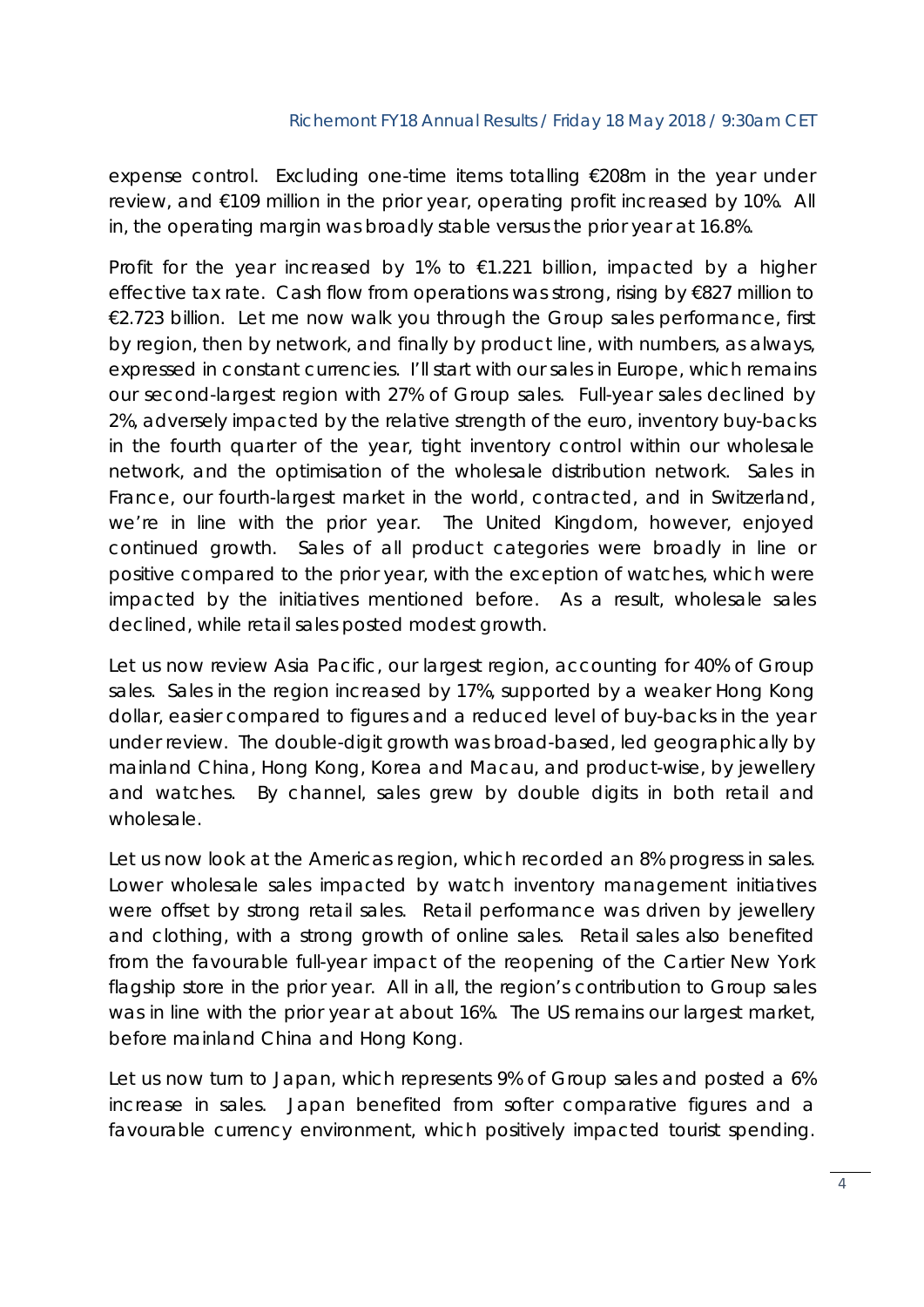expense control. Excluding one-time items totalling €208m in the year under review, and €109 million in the prior year, operating profit increased by 10%. All in, the operating margin was broadly stable versus the prior year at 16.8%.

Profit for the year increased by 1% to €1.221 billion, impacted by a higher effective tax rate. Cash flow from operations was strong, rising by €827 million to €2.723 billion. Let me now walk you through the Group sales performance, first by region, then by network, and finally by product line, with numbers, as always, expressed in constant currencies. I'll start with our sales in Europe, which remains our second-largest region with 27% of Group sales. Full-year sales declined by 2%, adversely impacted by the relative strength of the euro, inventory buy-backs in the fourth quarter of the year, tight inventory control within our wholesale network, and the optimisation of the wholesale distribution network. Sales in France, our fourth-largest market in the world, contracted, and in Switzerland, we're in line with the prior year. The United Kingdom, however, enjoyed continued growth. Sales of all product categories were broadly in line or positive compared to the prior year, with the exception of watches, which were impacted by the initiatives mentioned before. As a result, wholesale sales declined, while retail sales posted modest growth.

Let us now review Asia Pacific, our largest region, accounting for 40% of Group sales. Sales in the region increased by 17%, supported by a weaker Hong Kong dollar, easier compared to figures and a reduced level of buy-backs in the year under review. The double-digit growth was broad-based, led geographically by mainland China, Hong Kong, Korea and Macau, and product-wise, by jewellery and watches. By channel, sales grew by double digits in both retail and wholesale.

Let us now look at the Americas region, which recorded an 8% progress in sales. Lower wholesale sales impacted by watch inventory management initiatives were offset by strong retail sales. Retail performance was driven by jewellery and clothing, with a strong growth of online sales. Retail sales also benefited from the favourable full-year impact of the reopening of the Cartier New York flagship store in the prior year. All in all, the region's contribution to Group sales was in line with the prior year at about 16%. The US remains our largest market, before mainland China and Hong Kong.

Let us now turn to Japan, which represents 9% of Group sales and posted a 6% increase in sales. Japan benefited from softer comparative figures and a favourable currency environment, which positively impacted tourist spending.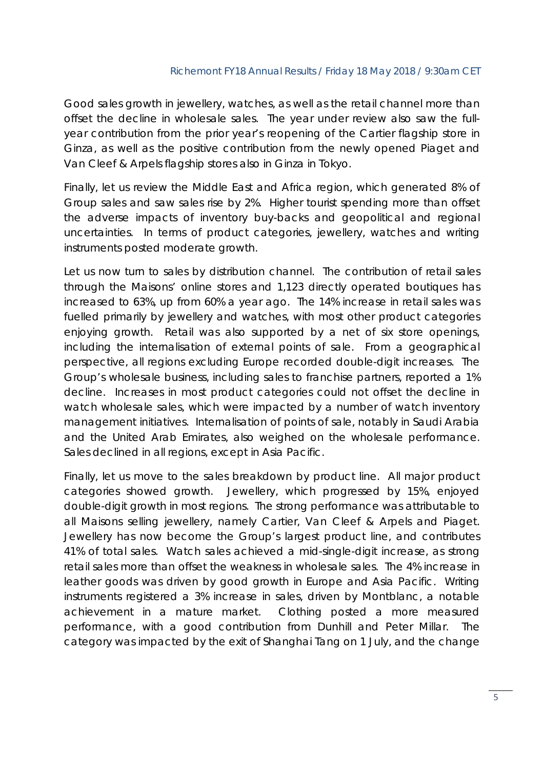Good sales growth in jewellery, watches, as well as the retail channel more than offset the decline in wholesale sales. The year under review also saw the full-year contribution from the prior year's reopening of the Cartier flagship store in Ginza, as well as the positive contribution from the newly opened Piaget and Van Cleef & Arpels flagship stores also in Ginza in Tokyo.

Finally, let us review the Middle East and Africa region, which generated 8% of Group sales and saw sales rise by 2%. Higher tourist spending more than offset the adverse impacts of inventory buy-backs and geopolitical and regional uncertainties. In terms of product categories, jewellery, watches and writing instruments posted moderate growth.

Let us now turn to sales by distribution channel. The contribution of retail sales through the Maisons' online stores and 1,123 directly operated boutiques has increased to 63%, up from 60% a year ago. The 14% increase in retail sales was fuelled primarily by jewellery and watches, with most other product categories enjoying growth. Retail was also supported by a net of six store openings, including the internalisation of external points of sale. From a geographical perspective, all regions excluding Europe recorded double-digit increases. The Group's wholesale business, including sales to franchise partners, reported a 1% decline. Increases in most product categories could not offset the decline in watch wholesale sales, which were impacted by a number of watch inventory management initiatives. Internalisation of points of sale, notably in Saudi Arabia and the United Arab Emirates, also weighed on the wholesale performance. Sales declined in all regions, except in Asia Pacific.

Finally, let us move to the sales breakdown by product line. All major product categories showed growth. Jewellery, which progressed by 15%, enjoyed double-digit growth in most regions. The strong performance was attributable to all Maisons selling jewellery, namely Cartier, Van Cleef & Arpels and Piaget. Jewellery has now become the Group's largest product line, and contributes 41% of total sales. Watch sales achieved a mid-single-digit increase, as strong retail sales more than offset the weakness in wholesale sales. The 4% increase in leather goods was driven by good growth in Europe and Asia Pacific. Writing instruments registered a 3% increase in sales, driven by Montblanc, a notable achievement in a mature market. Clothing posted a more measured performance, with a good contribution from Dunhill and Peter Millar. The category was impacted by the exit of Shanghai Tang on 1 July, and the change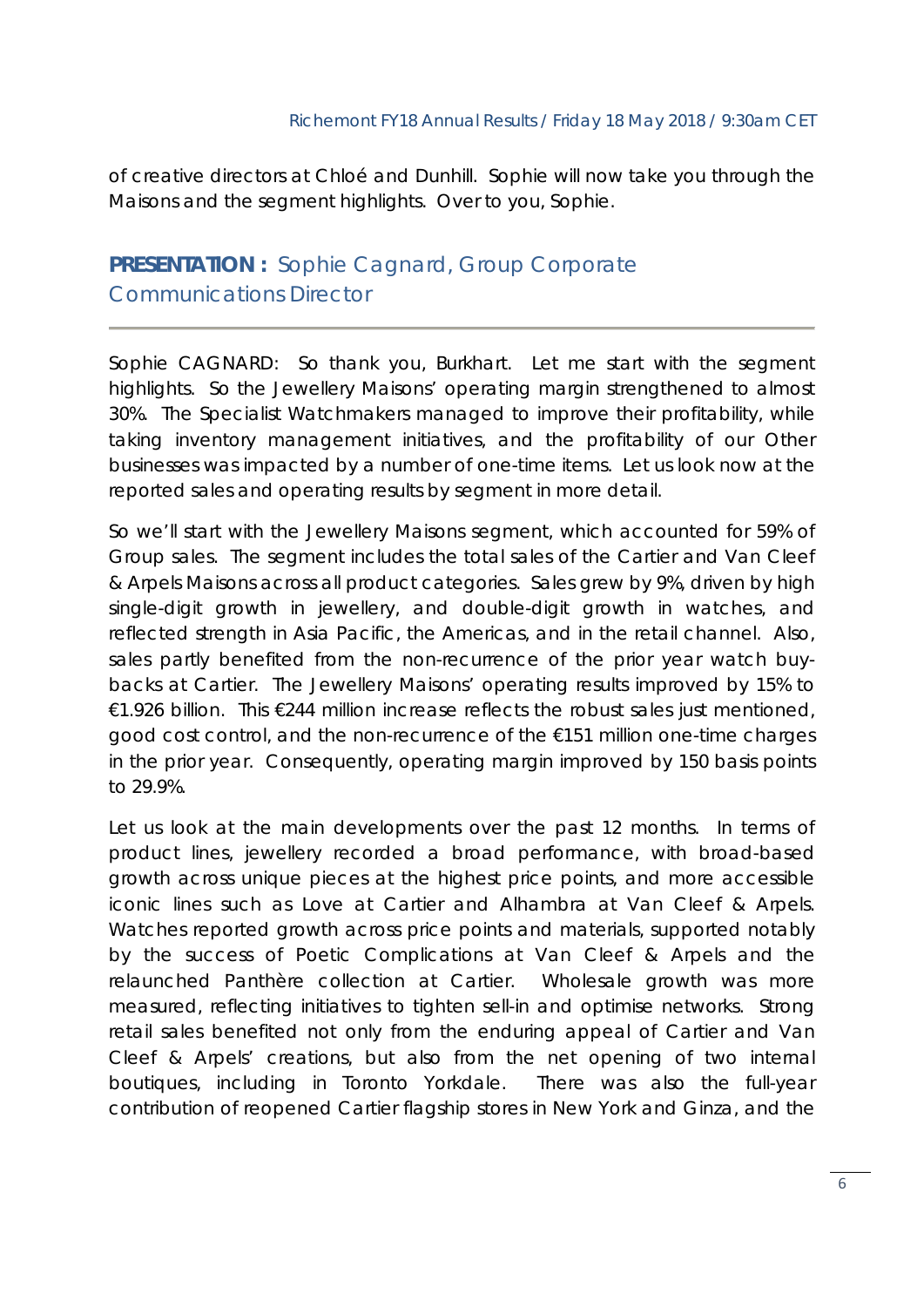of creative directors at Chloé and Dunhill. Sophie will now take you through the Maisons and the segment highlights. Over to you, Sophie.

## **PRESENTATION :** Sophie Cagnard, Group Corporate Communications Director

Sophie CAGNARD: So thank you, Burkhart. Let me start with the segment highlights. So the Jewellery Maisons' operating margin strengthened to almost 30%. The Specialist Watchmakers managed to improve their profitability, while taking inventory management initiatives, and the profitability of our Other businesses was impacted by a number of one-time items. Let us look now at the reported sales and operating results by segment in more detail.

So we'll start with the Jewellery Maisons segment, which accounted for 59% of Group sales. The segment includes the total sales of the Cartier and Van Cleef & Arpels Maisons across all product categories. Sales grew by 9%, driven by high single-digit growth in jewellery, and double-digit growth in watches, and reflected strength in Asia Pacific, the Americas, and in the retail channel. Also, sales partly benefited from the non-recurrence of the prior year watch buy-backs at Cartier. The Jewellery Maisons' operating results improved by 15% to €1.926 billion. This €244 million increase reflects the robust sales just mentioned, good cost control, and the non-recurrence of the €151 million one-time charges in the prior year. Consequently, operating margin improved by 150 basis points to 29.9%.

Let us look at the main developments over the past 12 months. In terms of product lines, jewellery recorded a broad performance, with broad-based growth across unique pieces at the highest price points, and more accessible iconic lines such as Love at Cartier and Alhambra at Van Cleef & Arpels. Watches reported growth across price points and materials, supported notably by the success of Poetic Complications at Van Cleef & Arpels and the relaunched Panthère collection at Cartier. Wholesale growth was more measured, reflecting initiatives to tighten sell-in and optimise networks. Strong retail sales benefited not only from the enduring appeal of Cartier and Van Cleef & Arpels' creations, but also from the net opening of two internal boutiques, including in Toronto Yorkdale. There was also the full-year contribution of reopened Cartier flagship stores in New York and Ginza, and the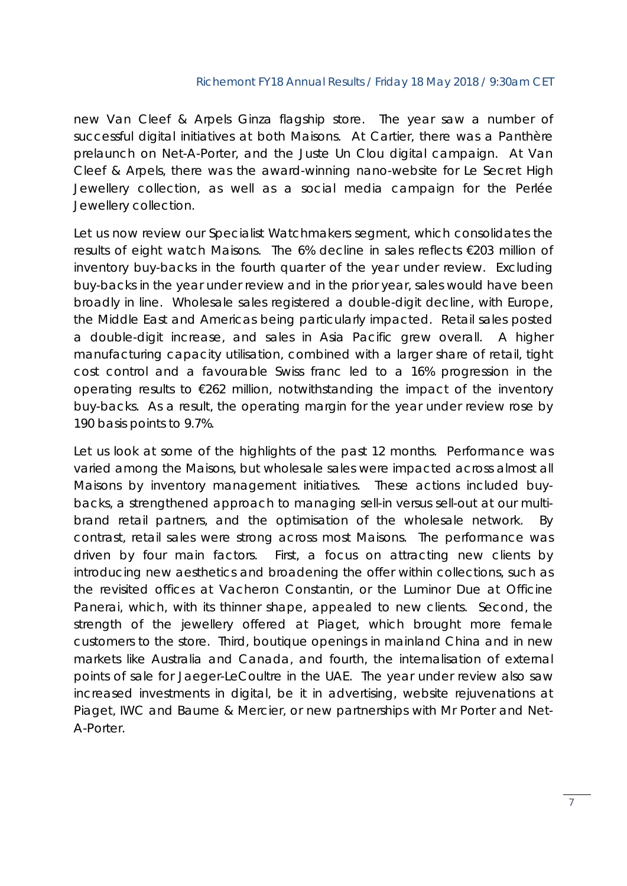new Van Cleef & Arpels Ginza flagship store. The year saw a number of successful digital initiatives at both Maisons. At Cartier, there was a Panthère prelaunch on Net-A-Porter, and the Juste Un Clou digital campaign. At Van Cleef & Arpels, there was the award-winning nano-website for Le Secret High Jewellery collection, as well as a social media campaign for the Perlée Jewellery collection.

Let us now review our Specialist Watchmakers segment, which consolidates the results of eight watch Maisons. The 6% decline in sales reflects €203 million of inventory buy-backs in the fourth quarter of the year under review. Excluding buy-backs in the year under review and in the prior year, sales would have been broadly in line. Wholesale sales registered a double-digit decline, with Europe, the Middle East and Americas being particularly impacted. Retail sales posted a double-digit increase, and sales in Asia Pacific grew overall. A higher manufacturing capacity utilisation, combined with a larger share of retail, tight cost control and a favourable Swiss franc led to a 16% progression in the operating results to €262 million, notwithstanding the impact of the inventory buy-backs. As a result, the operating margin for the year under review rose by 190 basis points to 9.7%.

Let us look at some of the highlights of the past 12 months. Performance was varied among the Maisons, but wholesale sales were impacted across almost all Maisons by inventory management initiatives. These actions included buy-backs, a strengthened approach to managing sell-in versus sell-out at our multi-brand retail partners, and the optimisation of the wholesale network. By contrast, retail sales were strong across most Maisons. The performance was driven by four main factors. First, a focus on attracting new clients by introducing new aesthetics and broadening the offer within collections, such as the revisited offices at Vacheron Constantin, or the Luminor Due at Officine Panerai, which, with its thinner shape, appealed to new clients. Second, the strength of the jewellery offered at Piaget, which brought more female customers to the store. Third, boutique openings in mainland China and in new markets like Australia and Canada, and fourth, the internalisation of external points of sale for Jaeger-LeCoultre in the UAE. The year under review also saw increased investments in digital, be it in advertising, website rejuvenations at Piaget, IWC and Baume & Mercier, or new partnerships with Mr Porter and Net-A-Porter.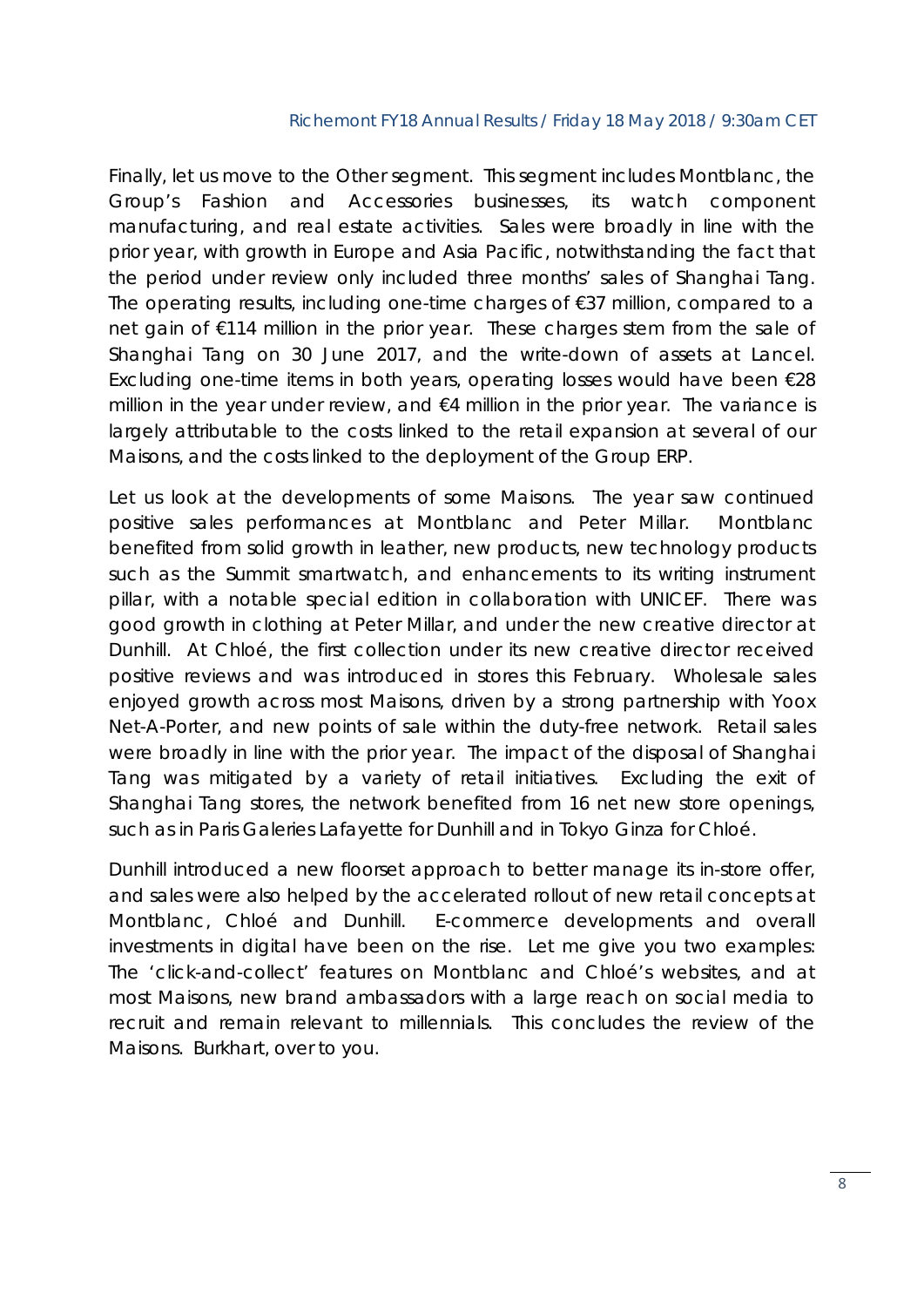Finally, let us move to the Other segment. This segment includes Montblanc, the Group's Fashion and Accessories businesses, its watch component manufacturing, and real estate activities. Sales were broadly in line with the prior year, with growth in Europe and Asia Pacific, notwithstanding the fact that the period under review only included three months' sales of Shanghai Tang. The operating results, including one-time charges of €37 million, compared to a net gain of €114 million in the prior year. These charges stem from the sale of Shanghai Tang on 30 June 2017, and the write-down of assets at Lancel. Excluding one-time items in both years, operating losses would have been €28 million in the year under review, and €4 million in the prior year. The variance is largely attributable to the costs linked to the retail expansion at several of our Maisons, and the costs linked to the deployment of the Group ERP.

Let us look at the developments of some Maisons. The year saw continued positive sales performances at Montblanc and Peter Millar. Montblanc benefited from solid growth in leather, new products, new technology products such as the Summit smartwatch, and enhancements to its writing instrument pillar, with a notable special edition in collaboration with UNICEF. There was good growth in clothing at Peter Millar, and under the new creative director at Dunhill. At Chloé, the first collection under its new creative director received positive reviews and was introduced in stores this February. Wholesale sales enjoyed growth across most Maisons, driven by a strong partnership with Yoox Net-A-Porter, and new points of sale within the duty-free network. Retail sales were broadly in line with the prior year. The impact of the disposal of Shanghai Tang was mitigated by a variety of retail initiatives. Excluding the exit of Shanghai Tang stores, the network benefited from 16 net new store openings, such as in Paris Galeries Lafayette for Dunhill and in Tokyo Ginza for Chloé.

Dunhill introduced a new floorset approach to better manage its in-store offer, and sales were also helped by the accelerated rollout of new retail concepts at Montblanc, Chloé and Dunhill. E-commerce developments and overall investments in digital have been on the rise. Let me give you two examples: The 'click-and-collect' features on Montblanc and Chloé's websites, and at most Maisons, new brand ambassadors with a large reach on social media to recruit and remain relevant to millennials. This concludes the review of the Maisons. Burkhart, over to you.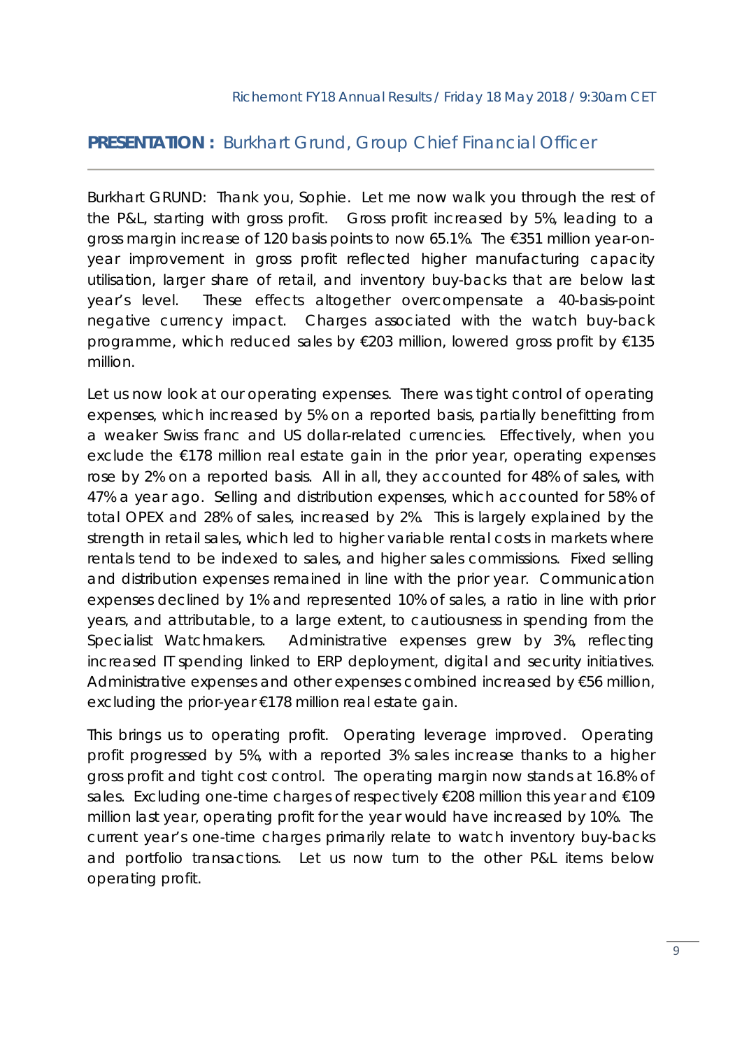## **PRESENTATION :** Burkhart Grund, Group Chief Financial Officer

Burkhart GRUND: Thank you, Sophie. Let me now walk you through the rest of the P&L, starting with gross profit. Gross profit increased by 5%, leading to a gross margin increase of 120 basis points to now 65.1%. The €351 million year-on-year improvement in gross profit reflected higher manufacturing capacity utilisation, larger share of retail, and inventory buy-backs that are below last year's level. These effects altogether overcompensate a 40-basis-point negative currency impact. Charges associated with the watch buy-back programme, which reduced sales by €203 million, lowered gross profit by €135 million.

Let us now look at our operating expenses. There was tight control of operating expenses, which increased by 5% on a reported basis, partially benefitting from a weaker Swiss franc and US dollar-related currencies. Effectively, when you exclude the €178 million real estate gain in the prior year, operating expenses rose by 2% on a reported basis. All in all, they accounted for 48% of sales, with 47% a year ago. Selling and distribution expenses, which accounted for 58% of total OPEX and 28% of sales, increased by 2%. This is largely explained by the strength in retail sales, which led to higher variable rental costs in markets where rentals tend to be indexed to sales, and higher sales commissions. Fixed selling and distribution expenses remained in line with the prior year. Communication expenses declined by 1% and represented 10% of sales, a ratio in line with prior years, and attributable, to a large extent, to cautiousness in spending from the Specialist Watchmakers. Administrative expenses grew by 3%, reflecting increased IT spending linked to ERP deployment, digital and security initiatives. Administrative expenses and other expenses combined increased by €56 million, excluding the prior-year €178 million real estate gain.

This brings us to operating profit. Operating leverage improved. Operating profit progressed by 5%, with a reported 3% sales increase thanks to a higher gross profit and tight cost control. The operating margin now stands at 16.8% of sales. Excluding one-time charges of respectively €208 million this year and €109 million last year, operating profit for the year would have increased by 10%. The current year's one-time charges primarily relate to watch inventory buy-backs and portfolio transactions. Let us now turn to the other P&L items below operating profit.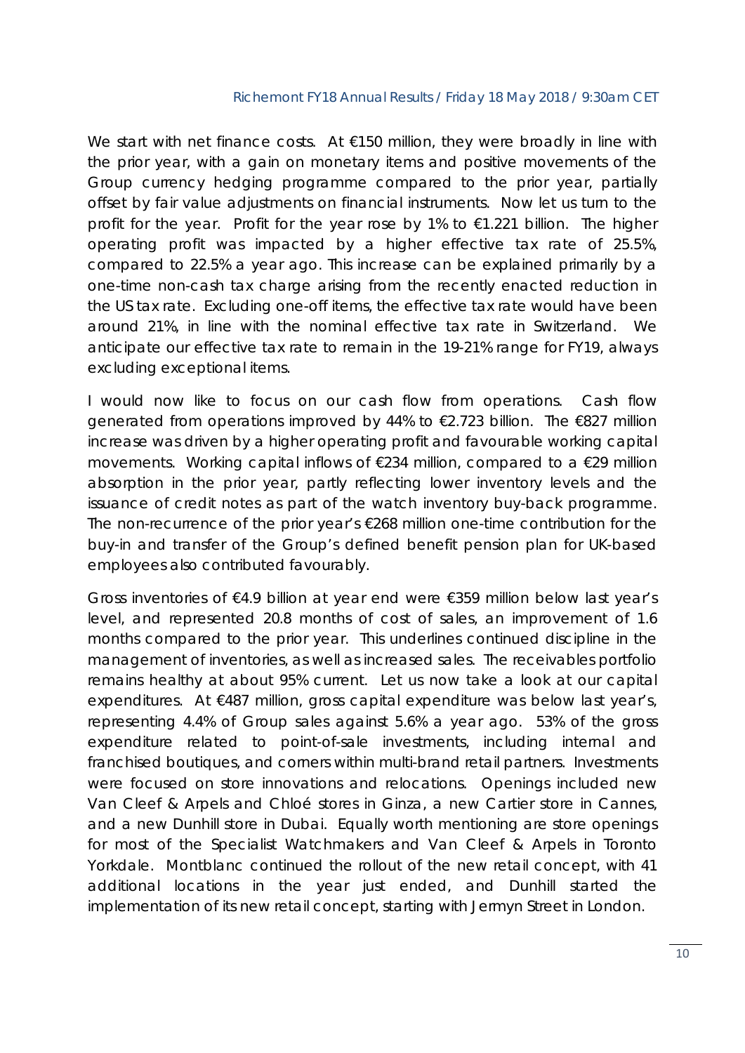We start with net finance costs. At €150 million, they were broadly in line with the prior year, with a gain on monetary items and positive movements of the Group currency hedging programme compared to the prior year, partially offset by fair value adjustments on financial instruments. Now let us turn to the profit for the year. Profit for the year rose by 1% to €1.221 billion. The higher operating profit was impacted by a higher effective tax rate of 25.5%, compared to 22.5% a year ago. This increase can be explained primarily by a one-time non-cash tax charge arising from the recently enacted reduction in the US tax rate. Excluding one-off items, the effective tax rate would have been around 21%, in line with the nominal effective tax rate in Switzerland. We anticipate our effective tax rate to remain in the 19-21% range for FY19, always excluding exceptional items.

I would now like to focus on our cash flow from operations. Cash flow generated from operations improved by 44% to €2.723 billion. The €827 million increase was driven by a higher operating profit and favourable working capital movements. Working capital inflows of €234 million, compared to a €29 million absorption in the prior year, partly reflecting lower inventory levels and the issuance of credit notes as part of the watch inventory buy-back programme. The non-recurrence of the prior year's €268 million one-time contribution for the buy-in and transfer of the Group's defined benefit pension plan for UK-based employees also contributed favourably.

Gross inventories of €4.9 billion at year end were €359 million below last year's level, and represented 20.8 months of cost of sales, an improvement of 1.6 months compared to the prior year. This underlines continued discipline in the management of inventories, as well as increased sales. The receivables portfolio remains healthy at about 95% current. Let us now take a look at our capital expenditures. At €487 million, gross capital expenditure was below last year's, representing 4.4% of Group sales against 5.6% a year ago. 53% of the gross expenditure related to point-of-sale investments, including internal and franchised boutiques, and corners within multi-brand retail partners. Investments were focused on store innovations and relocations. Openings included new Van Cleef & Arpels and Chloé stores in Ginza, a new Cartier store in Cannes, and a new Dunhill store in Dubai. Equally worth mentioning are store openings for most of the Specialist Watchmakers and Van Cleef & Arpels in Toronto Yorkdale. Montblanc continued the rollout of the new retail concept, with 41 additional locations in the year just ended, and Dunhill started the implementation of its new retail concept, starting with Jermyn Street in London.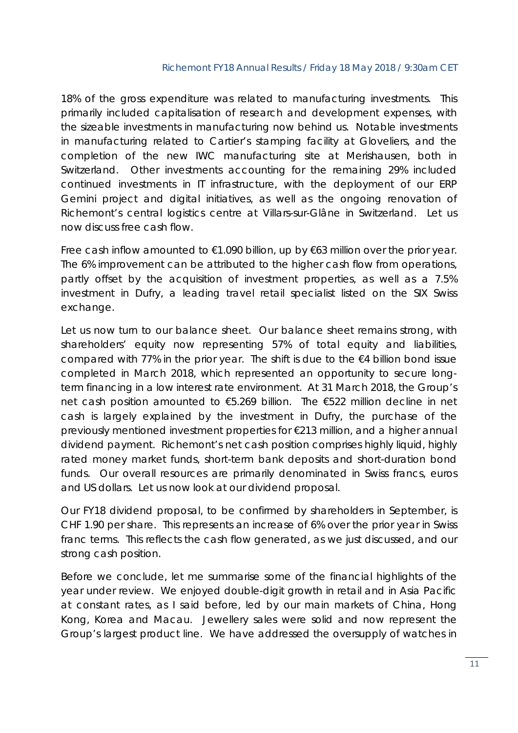18% of the gross expenditure was related to manufacturing investments. This primarily included capitalisation of research and development expenses, with the sizeable investments in manufacturing now behind us. Notable investments in manufacturing related to Cartier's stamping facility at Gloveliers, and the completion of the new IWC manufacturing site at Merishausen, both in Switzerland. Other investments accounting for the remaining 29% included continued investments in IT infrastructure, with the deployment of our ERP Gemini project and digital initiatives, as well as the ongoing renovation of Richemont's central logistics centre at Villars-sur-Glâne in Switzerland. Let us now discuss free cash flow.

Free cash inflow amounted to €1.090 billion, up by €63 million over the prior year. The 6% improvement can be attributed to the higher cash flow from operations, partly offset by the acquisition of investment properties, as well as a 7.5% investment in Dufry, a leading travel retail specialist listed on the SIX Swiss exchange.

Let us now turn to our balance sheet. Our balance sheet remains strong, with shareholders' equity now representing 57% of total equity and liabilities, compared with 77% in the prior year. The shift is due to the €4 billion bond issue completed in March 2018, which represented an opportunity to secure long-term financing in a low interest rate environment. At 31 March 2018, the Group's net cash position amounted to €5.269 billion. The €522 million decline in net cash is largely explained by the investment in Dufry, the purchase of the previously mentioned investment properties for €213 million, and a higher annual dividend payment. Richemont's net cash position comprises highly liquid, highly rated money market funds, short-term bank deposits and short-duration bond funds. Our overall resources are primarily denominated in Swiss francs, euros and US dollars. Let us now look at our dividend proposal.

Our FY18 dividend proposal, to be confirmed by shareholders in September, is CHF 1.90 per share. This represents an increase of 6% over the prior year in Swiss franc terms. This reflects the cash flow generated, as we just discussed, and our strong cash position.

Before we conclude, let me summarise some of the financial highlights of the year under review. We enjoyed double-digit growth in retail and in Asia Pacific at constant rates, as I said before, led by our main markets of China, Hong Kong, Korea and Macau. Jewellery sales were solid and now represent the Group's largest product line. We have addressed the oversupply of watches in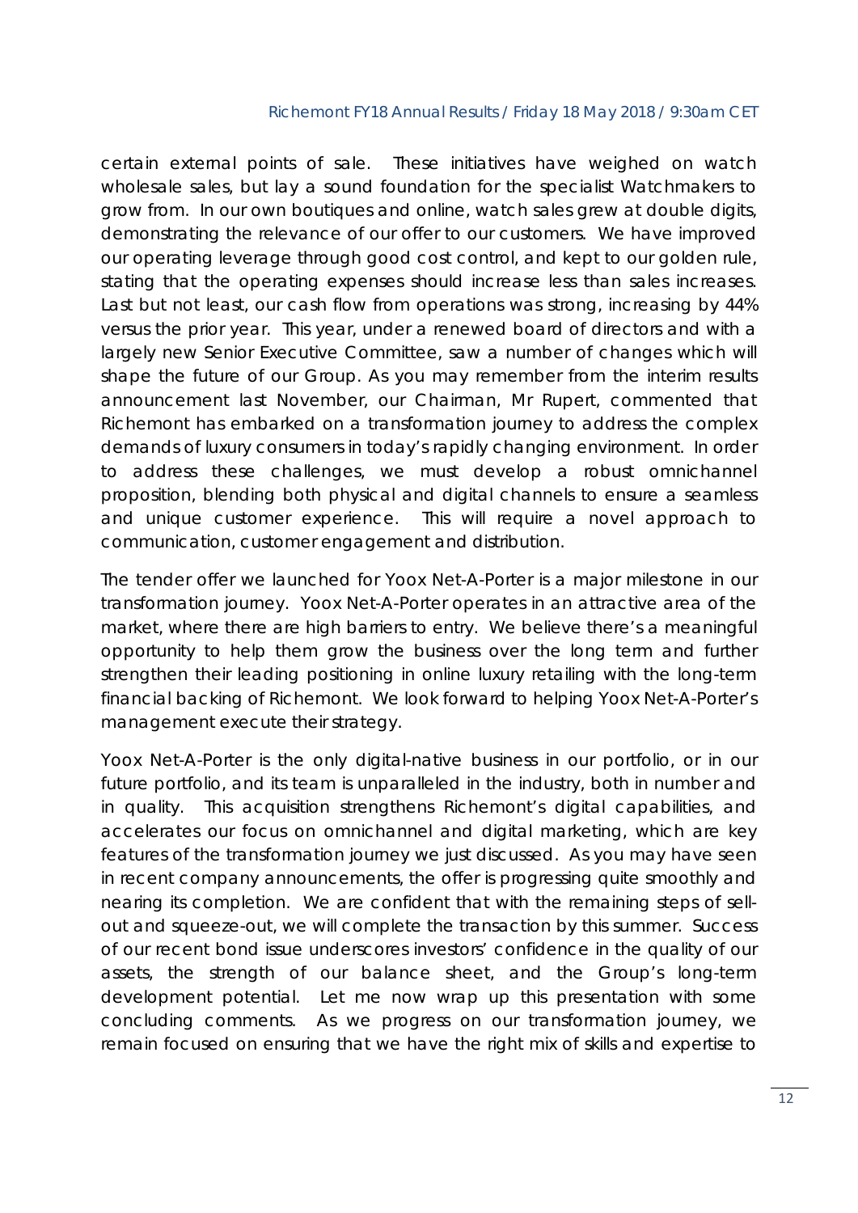certain external points of sale. These initiatives have weighed on watch wholesale sales, but lay a sound foundation for the specialist Watchmakers to grow from. In our own boutiques and online, watch sales grew at double digits, demonstrating the relevance of our offer to our customers. We have improved our operating leverage through good cost control, and kept to our golden rule, stating that the operating expenses should increase less than sales increases. Last but not least, our cash flow from operations was strong, increasing by 44% versus the prior year. This year, under a renewed board of directors and with a largely new Senior Executive Committee, saw a number of changes which will shape the future of our Group. As you may remember from the interim results announcement last November, our Chairman, Mr Rupert, commented that Richemont has embarked on a transformation journey to address the complex demands of luxury consumers in today's rapidly changing environment. In order to address these challenges, we must develop a robust omnichannel proposition, blending both physical and digital channels to ensure a seamless and unique customer experience. This will require a novel approach to communication, customer engagement and distribution.

The tender offer we launched for Yoox Net-A-Porter is a major milestone in our transformation journey. Yoox Net-A-Porter operates in an attractive area of the market, where there are high barriers to entry. We believe there's a meaningful opportunity to help them grow the business over the long term and further strengthen their leading positioning in online luxury retailing with the long-term financial backing of Richemont. We look forward to helping Yoox Net-A-Porter's management execute their strategy.

Yoox Net-A-Porter is the only digital-native business in our portfolio, or in our future portfolio, and its team is unparalleled in the industry, both in number and in quality. This acquisition strengthens Richemont's digital capabilities, and accelerates our focus on omnichannel and digital marketing, which are key features of the transformation journey we just discussed. As you may have seen in recent company announcements, the offer is progressing quite smoothly and nearing its completion. We are confident that with the remaining steps of sell-out and squeeze-out, we will complete the transaction by this summer. Success of our recent bond issue underscores investors' confidence in the quality of our assets, the strength of our balance sheet, and the Group's long-term development potential. Let me now wrap up this presentation with some concluding comments. As we progress on our transformation journey, we remain focused on ensuring that we have the right mix of skills and expertise to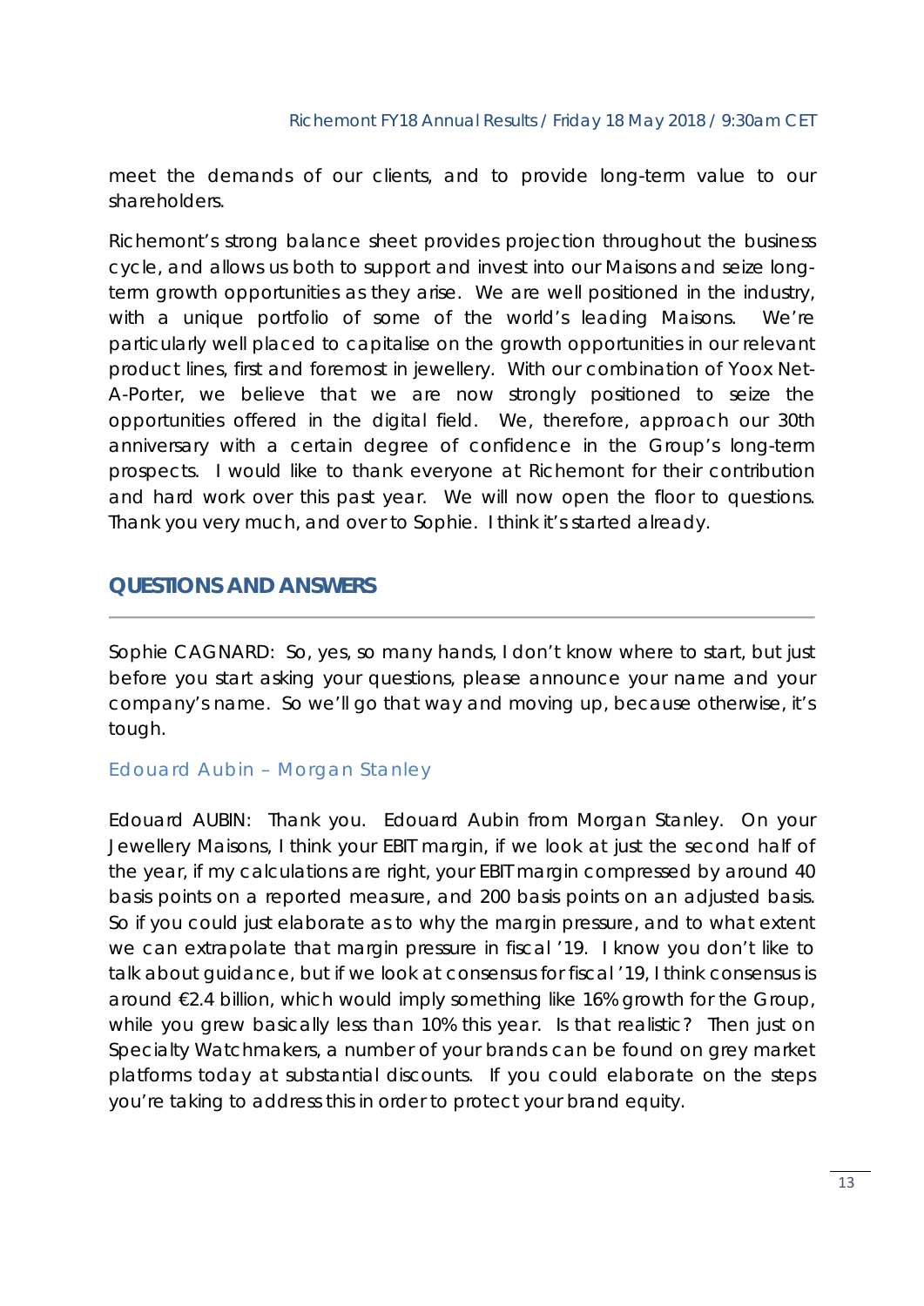meet the demands of our clients, and to provide long-term value to our shareholders.

Richemont's strong balance sheet provides projection throughout the business cycle, and allows us both to support and invest into our Maisons and seize long-term growth opportunities as they arise. We are well positioned in the industry, with a unique portfolio of some of the world's leading Maisons. We're particularly well placed to capitalise on the growth opportunities in our relevant product lines, first and foremost in jewellery. With our combination of Yoox Net-A-Porter, we believe that we are now strongly positioned to seize the opportunities offered in the digital field. We, therefore, approach our 30th anniversary with a certain degree of confidence in the Group's long-term prospects. I would like to thank everyone at Richemont for their contribution and hard work over this past year. We will now open the floor to questions. Thank you very much, and over to Sophie. I think it's started already.

## QUESTIONS AND ANSWERS

Sophie CAGNARD: So, yes, so many hands, I don't know where to start, but just before you start asking your questions, please announce your name and your company's name. So we'll go that way and moving up, because otherwise, it's tough.

### Edouard Aubin – Morgan Stanley

Edouard AUBIN: Thank you. Edouard Aubin from Morgan Stanley. On your Jewellery Maisons, I think your EBIT margin, if we look at just the second half of the year, if my calculations are right, your EBIT margin compressed by around 40 basis points on a reported measure, and 200 basis points on an adjusted basis. So if you could just elaborate as to why the margin pressure, and to what extent we can extrapolate that margin pressure in fiscal '19. I know you don't like to talk about guidance, but if we look at consensus for fiscal '19, I think consensus is around €2.4 billion, which would imply something like 16% growth for the Group, while you grew basically less than 10% this year. Is that realistic? Then just on Specialty Watchmakers, a number of your brands can be found on grey market platforms today at substantial discounts. If you could elaborate on the steps you're taking to address this in order to protect your brand equity.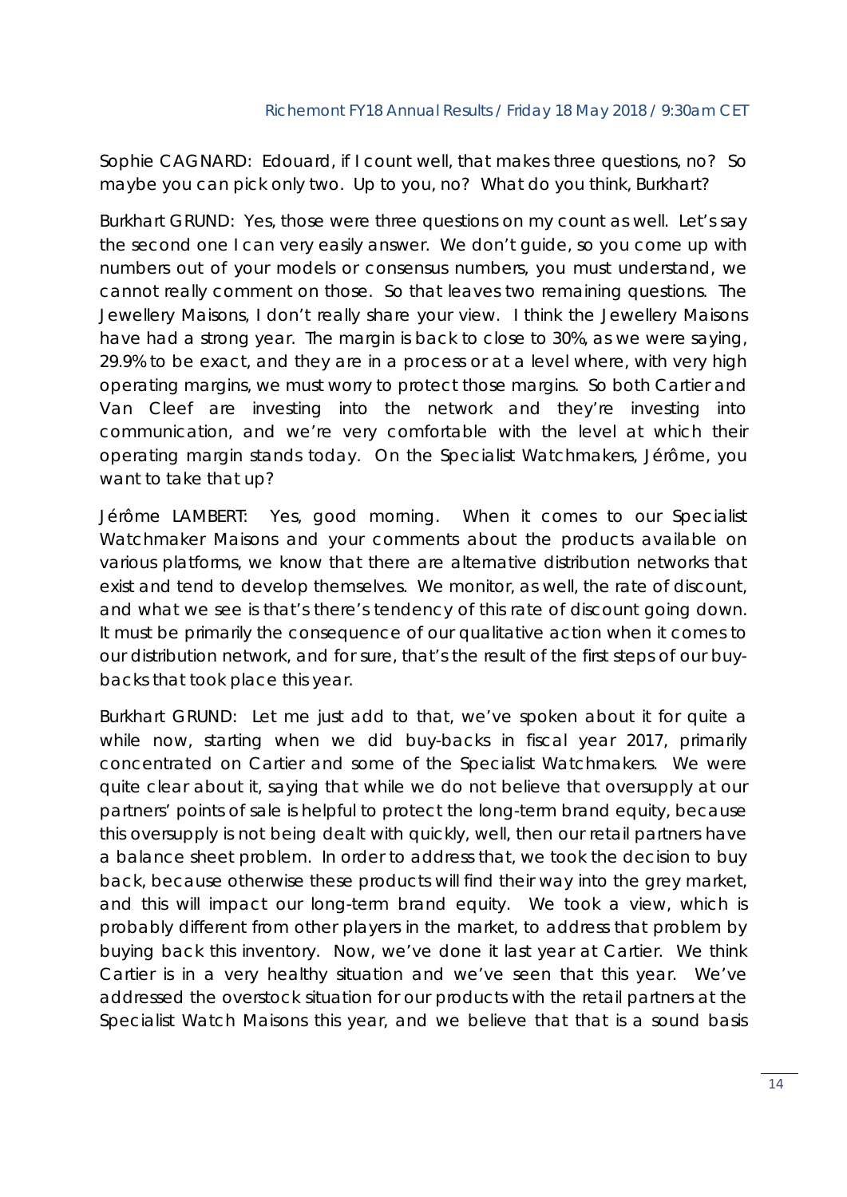Sophie CAGNARD: Edouard, if I count well, that makes three questions, no? So maybe you can pick only two. Up to you, no? What do you think, Burkhart?

Burkhart GRUND: Yes, those were three questions on my count as well. Let's say the second one I can very easily answer. We don't guide, so you come up with numbers out of your models or consensus numbers, you must understand, we cannot really comment on those. So that leaves two remaining questions. The Jewellery Maisons, I don't really share your view. I think the Jewellery Maisons have had a strong year. The margin is back to close to 30%, as we were saying, 29.9% to be exact, and they are in a process or at a level where, with very high operating margins, we must worry to protect those margins. So both Cartier and Van Cleef are investing into the network and they're investing into communication, and we're very comfortable with the level at which their operating margin stands today. On the Specialist Watchmakers, Jérôme, you want to take that up?

Jérôme LAMBERT: Yes, good morning. When it comes to our Specialist Watchmaker Maisons and your comments about the products available on various platforms, we know that there are alternative distribution networks that exist and tend to develop themselves. We monitor, as well, the rate of discount, and what we see is that's there's tendency of this rate of discount going down. It must be primarily the consequence of our qualitative action when it comes to our distribution network, and for sure, that's the result of the first steps of our buy-backs that took place this year.

Burkhart GRUND: Let me just add to that, we've spoken about it for quite a while now, starting when we did buy-backs in fiscal year 2017, primarily concentrated on Cartier and some of the Specialist Watchmakers. We were quite clear about it, saying that while we do not believe that oversupply at our partners' points of sale is helpful to protect the long-term brand equity, because this oversupply is not being dealt with quickly, well, then our retail partners have a balance sheet problem. In order to address that, we took the decision to buy back, because otherwise these products will find their way into the grey market, and this will impact our long-term brand equity. We took a view, which is probably different from other players in the market, to address that problem by buying back this inventory. Now, we've done it last year at Cartier. We think Cartier is in a very healthy situation and we've seen that this year. We've addressed the overstock situation for our products with the retail partners at the Specialist Watch Maisons this year, and we believe that that is a sound basis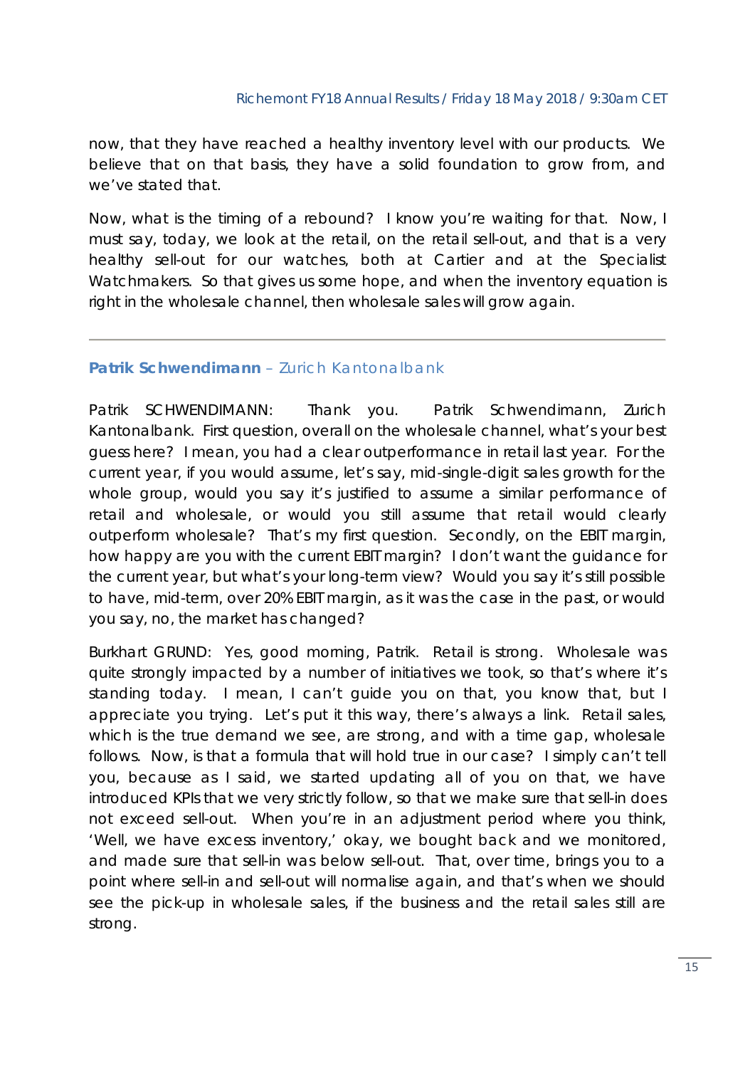now, that they have reached a healthy inventory level with our products. We believe that on that basis, they have a solid foundation to grow from, and we've stated that.

Now, what is the timing of a rebound? I know you're waiting for that. Now, I must say, today, we look at the retail, on the retail sell-out, and that is a very healthy sell-out for our watches, both at Cartier and at the Specialist Watchmakers. So that gives us some hope, and when the inventory equation is right in the wholesale channel, then wholesale sales will grow again.

---

### **Patrik Schwendimann** – *Zurich Kantonalbank*

Patrik SCHWENDIMANN: Thank you. Patrik Schwendimann, Zurich Kantonalbank. First question, overall on the wholesale channel, what's your best guess here? I mean, you had a clear outperformance in retail last year. For the current year, if you would assume, let's say, mid-single-digit sales growth for the whole group, would you say it's justified to assume a similar performance of retail and wholesale, or would you still assume that retail would clearly outperform wholesale? That's my first question. Secondly, on the EBIT margin, how happy are you with the current EBIT margin? I don't want the guidance for the current year, but what's your long-term view? Would you say it's still possible to have, mid-term, over 20% EBIT margin, as it was the case in the past, or would you say, no, the market has changed?

Burkhart GRUND: Yes, good morning, Patrik. Retail is strong. Wholesale was quite strongly impacted by a number of initiatives we took, so that's where it's standing today. I mean, I can't guide you on that, you know that, but I appreciate you trying. Let's put it this way, there's always a link. Retail sales, which is the true demand we see, are strong, and with a time gap, wholesale follows. Now, is that a formula that will hold true in our case? I simply can't tell you, because as I said, we started updating all of you on that, we have introduced KPIs that we very strictly follow, so that we make sure that sell-in does not exceed sell-out. When you're in an adjustment period where you think, 'Well, we have excess inventory,' okay, we bought back and we monitored, and made sure that sell-in was below sell-out. That, over time, brings you to a point where sell-in and sell-out will normalise again, and that's when we should see the pick-up in wholesale sales, if the business and the retail sales still are strong.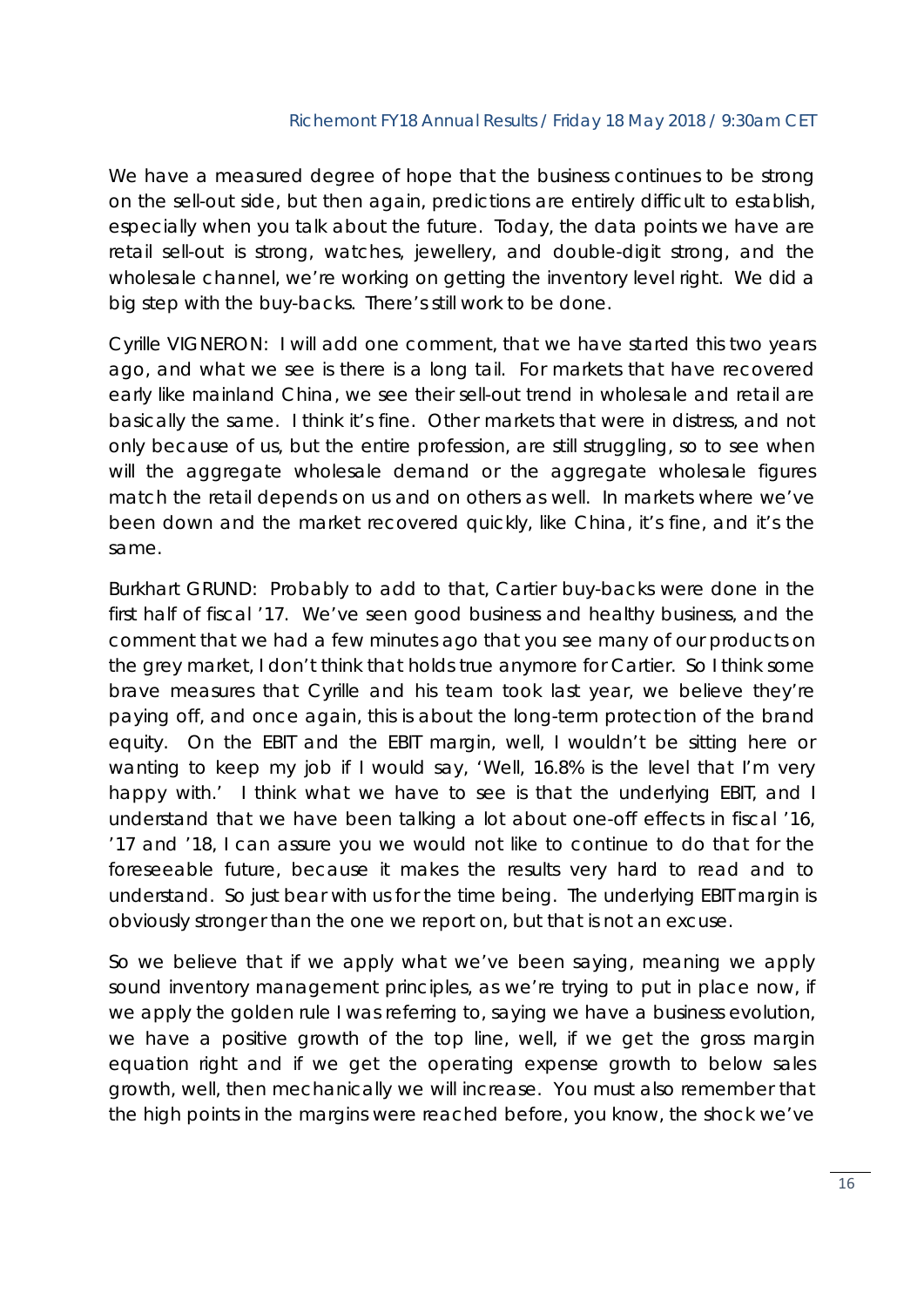We have a measured degree of hope that the business continues to be strong on the sell-out side, but then again, predictions are entirely difficult to establish, especially when you talk about the future. Today, the data points we have are retail sell-out is strong, watches, jewellery, and double-digit strong, and the wholesale channel, we're working on getting the inventory level right. We did a big step with the buy-backs. There's still work to be done.

Cyrille VIGNERON: I will add one comment, that we have started this two years ago, and what we see is there is a long tail. For markets that have recovered early like mainland China, we see their sell-out trend in wholesale and retail are basically the same. I think it's fine. Other markets that were in distress, and not only because of us, but the entire profession, are still struggling, so to see when will the aggregate wholesale demand or the aggregate wholesale figures match the retail depends on us and on others as well. In markets where we've been down and the market recovered quickly, like China, it's fine, and it's the same.

Burkhart GRUND: Probably to add to that, Cartier buy-backs were done in the first half of fiscal '17. We've seen good business and healthy business, and the comment that we had a few minutes ago that you see many of our products on the grey market, I don't think that holds true anymore for Cartier. So I think some brave measures that Cyrille and his team took last year, we believe they're paying off, and once again, this is about the long-term protection of the brand equity. On the EBIT and the EBIT margin, well, I wouldn't be sitting here or wanting to keep my job if I would say, 'Well, 16.8% is the level that I'm very happy with.' I think what we have to see is that the underlying EBIT, and I understand that we have been talking a lot about one-off effects in fiscal '16, '17 and '18, I can assure you we would not like to continue to do that for the foreseeable future, because it makes the results very hard to read and to understand. So just bear with us for the time being. The underlying EBIT margin is obviously stronger than the one we report on, but that is not an excuse.

So we believe that if we apply what we've been saying, meaning we apply sound inventory management principles, as we're trying to put in place now, if we apply the golden rule I was referring to, saying we have a business evolution, we have a positive growth of the top line, well, if we get the gross margin equation right and if we get the operating expense growth to below sales growth, well, then mechanically we will increase. You must also remember that the high points in the margins were reached before, you know, the shock we've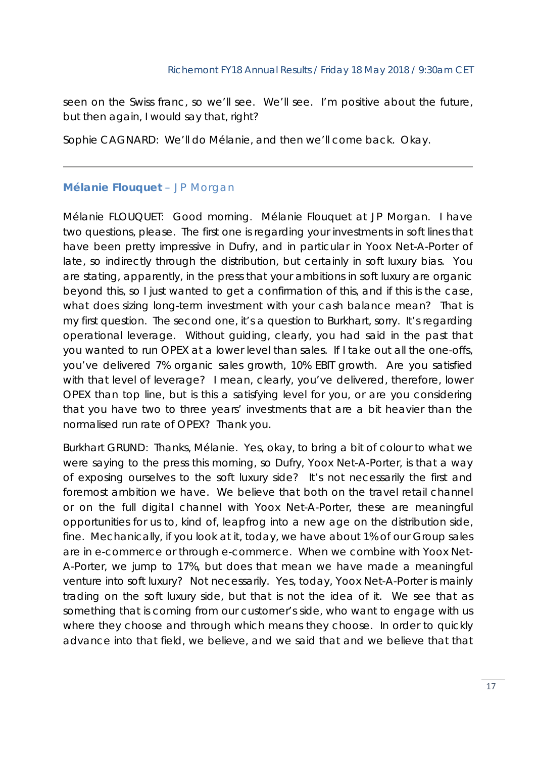seen on the Swiss franc, so we'll see. We'll see. I'm positive about the future, but then again, I would say that, right?

Sophie CAGNARD: We'll do Mélanie, and then we'll come back. Okay.

---

### **Mélanie Flouquet** – JP Morgan

Mélanie FLOUQUET: Good morning. Mélanie Flouquet at JP Morgan. I have two questions, please. The first one is regarding your investments in soft lines that have been pretty impressive in Dufry, and in particular in Yoox Net-A-Porter of late, so indirectly through the distribution, but certainly in soft luxury bias. You are stating, apparently, in the press that your ambitions in soft luxury are organic beyond this, so I just wanted to get a confirmation of this, and if this is the case, what does sizing long-term investment with your cash balance mean? That is my first question. The second one, it's a question to Burkhart, sorry. It's regarding operational leverage. Without guiding, clearly, you had said in the past that you wanted to run OPEX at a lower level than sales. If I take out all the one-offs, you've delivered 7% organic sales growth, 10% EBIT growth. Are you satisfied with that level of leverage? I mean, clearly, you've delivered, therefore, lower OPEX than top line, but is this a satisfying level for you, or are you considering that you have two to three years' investments that are a bit heavier than the normalised run rate of OPEX? Thank you.

Burkhart GRUND: Thanks, Mélanie. Yes, okay, to bring a bit of colour to what we were saying to the press this morning, so Dufry, Yoox Net-A-Porter, is that a way of exposing ourselves to the soft luxury side? It's not necessarily the first and foremost ambition we have. We believe that both on the travel retail channel or on the full digital channel with Yoox Net-A-Porter, these are meaningful opportunities for us to, kind of, leapfrog into a new age on the distribution side, fine. Mechanically, if you look at it, today, we have about 1% of our Group sales are in e-commerce or through e-commerce. When we combine with Yoox Net-A-Porter, we jump to 17%, but does that mean we have made a meaningful venture into soft luxury? Not necessarily. Yes, today, Yoox Net-A-Porter is mainly trading on the soft luxury side, but that is not the idea of it. We see that as something that is coming from our customer's side, who want to engage with us where they choose and through which means they choose. In order to quickly advance into that field, we believe, and we said that and we believe that that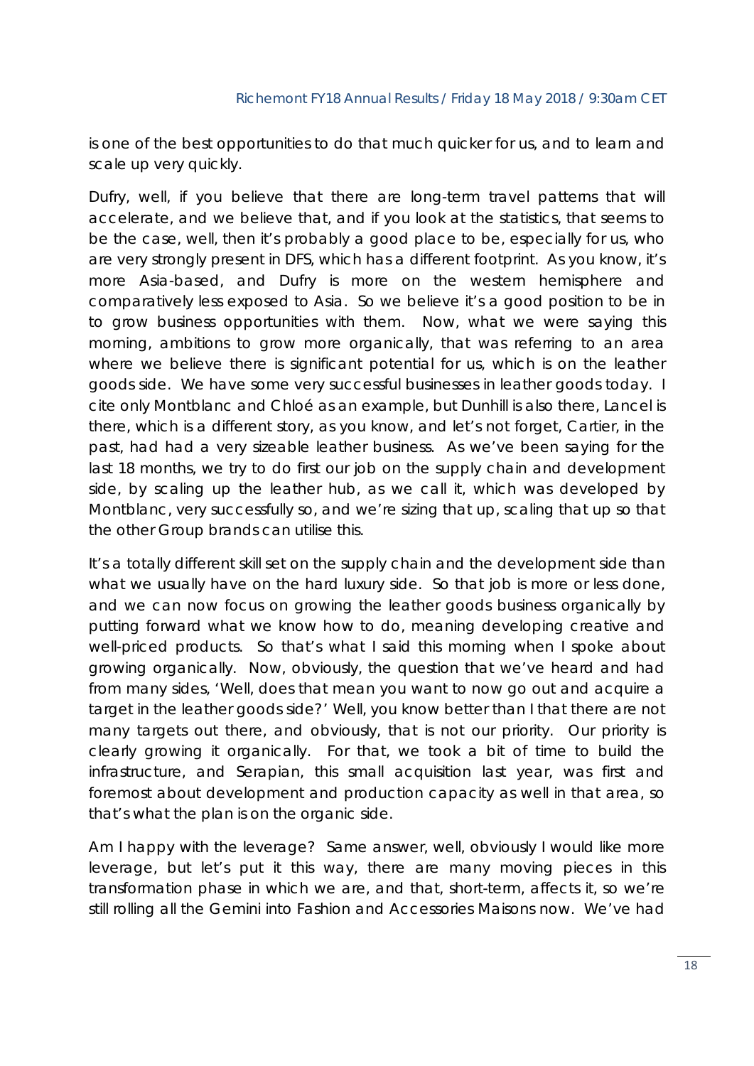is one of the best opportunities to do that much quicker for us, and to learn and scale up very quickly.

Dufry, well, if you believe that there are long-term travel patterns that will accelerate, and we believe that, and if you look at the statistics, that seems to be the case, well, then it's probably a good place to be, especially for us, who are very strongly present in DFS, which has a different footprint. As you know, it's more Asia-based, and Dufry is more on the western hemisphere and comparatively less exposed to Asia. So we believe it's a good position to be in to grow business opportunities with them. Now, what we were saying this morning, ambitions to grow more organically, that was referring to an area where we believe there is significant potential for us, which is on the leather goods side. We have some very successful businesses in leather goods today. I cite only Montblanc and Chloé as an example, but Dunhill is also there, Lancel is there, which is a different story, as you know, and let's not forget, Cartier, in the past, had had a very sizeable leather business. As we've been saying for the last 18 months, we try to do first our job on the supply chain and development side, by scaling up the leather hub, as we call it, which was developed by Montblanc, very successfully so, and we're sizing that up, scaling that up so that the other Group brands can utilise this.

It's a totally different skill set on the supply chain and the development side than what we usually have on the hard luxury side. So that job is more or less done, and we can now focus on growing the leather goods business organically by putting forward what we know how to do, meaning developing creative and well-priced products. So that's what I said this morning when I spoke about growing organically. Now, obviously, the question that we've heard and had from many sides, 'Well, does that mean you want to now go out and acquire a target in the leather goods side?' Well, you know better than I that there are not many targets out there, and obviously, that is not our priority. Our priority is clearly growing it organically. For that, we took a bit of time to build the infrastructure, and Serapian, this small acquisition last year, was first and foremost about development and production capacity as well in that area, so that's what the plan is on the organic side.

Am I happy with the leverage? Same answer, well, obviously I would like more leverage, but let's put it this way, there are many moving pieces in this transformation phase in which we are, and that, short-term, affects it, so we're still rolling all the Gemini into Fashion and Accessories Maisons now. We've had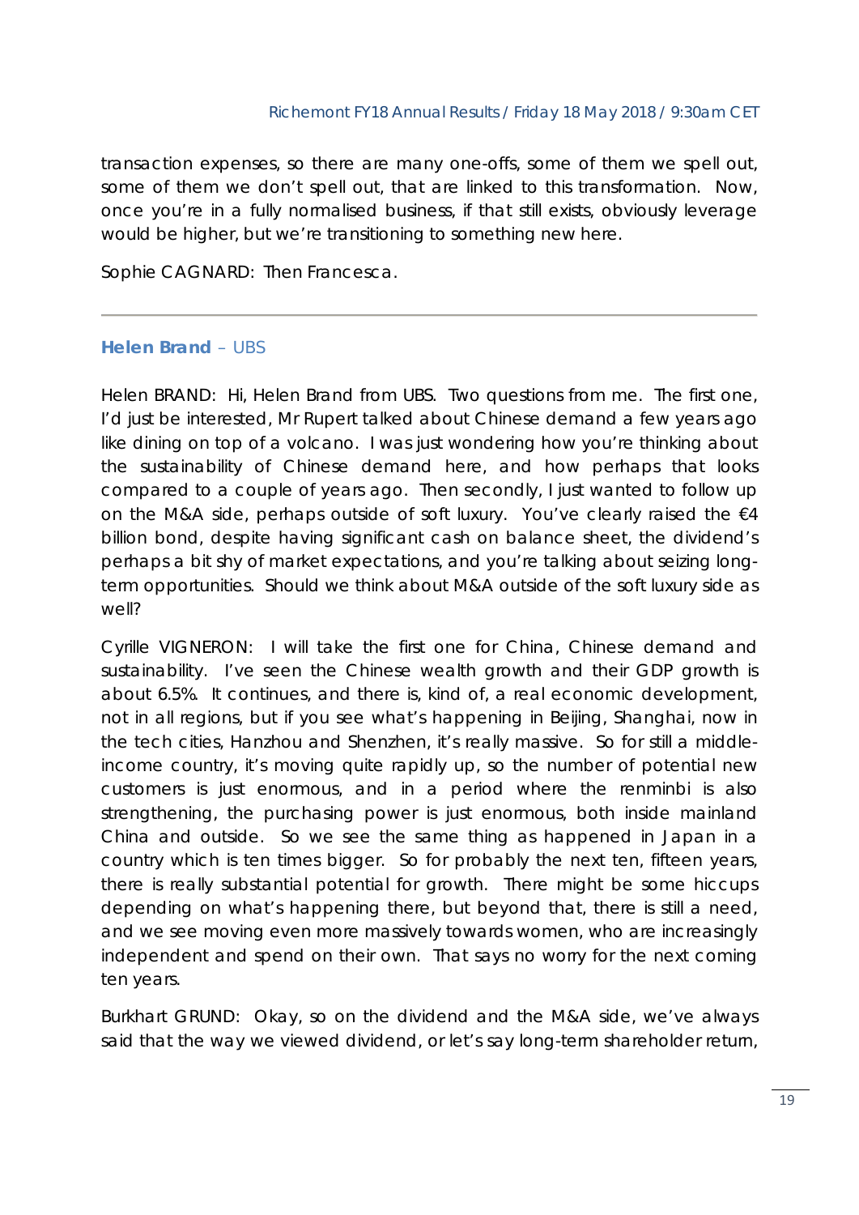transaction expenses, so there are many one-offs, some of them we spell out, some of them we don't spell out, that are linked to this transformation. Now, once you're in a fully normalised business, if that still exists, obviously leverage would be higher, but we're transitioning to something new here.

Sophie CAGNARD: Then Francesca.

---

### **Helen Brand** – UBS

Helen BRAND: Hi, Helen Brand from UBS. Two questions from me. The first one, I'd just be interested, Mr Rupert talked about Chinese demand a few years ago like dining on top of a volcano. I was just wondering how you're thinking about the sustainability of Chinese demand here, and how perhaps that looks compared to a couple of years ago. Then secondly, I just wanted to follow up on the M&A side, perhaps outside of soft luxury. You've clearly raised the €4 billion bond, despite having significant cash on balance sheet, the dividend's perhaps a bit shy of market expectations, and you're talking about seizing long-term opportunities. Should we think about M&A outside of the soft luxury side as well?

Cyrille VIGNERON: I will take the first one for China, Chinese demand and sustainability. I've seen the Chinese wealth growth and their GDP growth is about 6.5%. It continues, and there is, kind of, a real economic development, not in all regions, but if you see what's happening in Beijing, Shanghai, now in the tech cities, Hanzhou and Shenzhen, it's really massive. So for still a middle-income country, it's moving quite rapidly up, so the number of potential new customers is just enormous, and in a period where the renminbi is also strengthening, the purchasing power is just enormous, both inside mainland China and outside. So we see the same thing as happened in Japan in a country which is ten times bigger. So for probably the next ten, fifteen years, there is really substantial potential for growth. There might be some hiccups depending on what's happening there, but beyond that, there is still a need, and we see moving even more massively towards women, who are increasingly independent and spend on their own. That says no worry for the next coming ten years.

Burkhart GRUND: Okay, so on the dividend and the M&A side, we've always said that the way we viewed dividend, or let's say long-term shareholder return,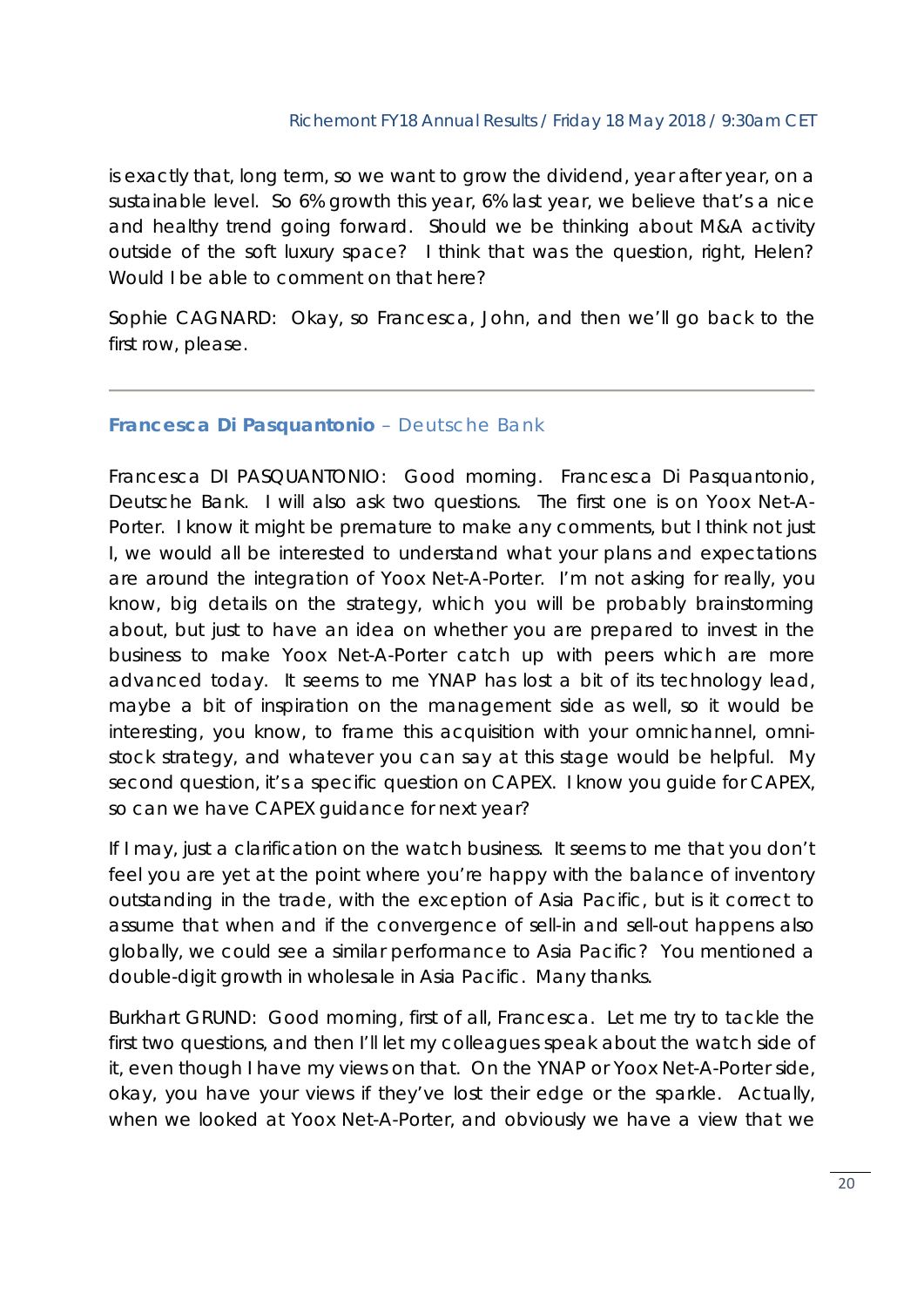is exactly that, long term, so we want to grow the dividend, year after year, on a sustainable level. So 6% growth this year, 6% last year, we believe that's a nice and healthy trend going forward. Should we be thinking about M&A activity outside of the soft luxury space? I think that was the question, right, Helen? Would I be able to comment on that here?

Sophie CAGNARD: Okay, so Francesca, John, and then we'll go back to the first row, please.

---

### **Francesca Di Pasquantonio** – Deutsche Bank

Francesca DI PASQUANTONIO: Good morning. Francesca Di Pasquantonio, Deutsche Bank. I will also ask two questions. The first one is on Yoox Net-A-Porter. I know it might be premature to make any comments, but I think not just I, we would all be interested to understand what your plans and expectations are around the integration of Yoox Net-A-Porter. I'm not asking for really, you know, big details on the strategy, which you will be probably brainstorming about, but just to have an idea on whether you are prepared to invest in the business to make Yoox Net-A-Porter catch up with peers which are more advanced today. It seems to me YNAP has lost a bit of its technology lead, maybe a bit of inspiration on the management side as well, so it would be interesting, you know, to frame this acquisition with your omnichannel, omni-stock strategy, and whatever you can say at this stage would be helpful. My second question, it's a specific question on CAPEX. I know you guide for CAPEX, so can we have CAPEX guidance for next year?

If I may, just a clarification on the watch business. It seems to me that you don't feel you are yet at the point where you're happy with the balance of inventory outstanding in the trade, with the exception of Asia Pacific, but is it correct to assume that when and if the convergence of sell-in and sell-out happens also globally, we could see a similar performance to Asia Pacific? You mentioned a double-digit growth in wholesale in Asia Pacific. Many thanks.

Burkhart GRUND: Good morning, first of all, Francesca. Let me try to tackle the first two questions, and then I'll let my colleagues speak about the watch side of it, even though I have my views on that. On the YNAP or Yoox Net-A-Porter side, okay, you have your views if they've lost their edge or the sparkle. Actually, when we looked at Yoox Net-A-Porter, and obviously we have a view that we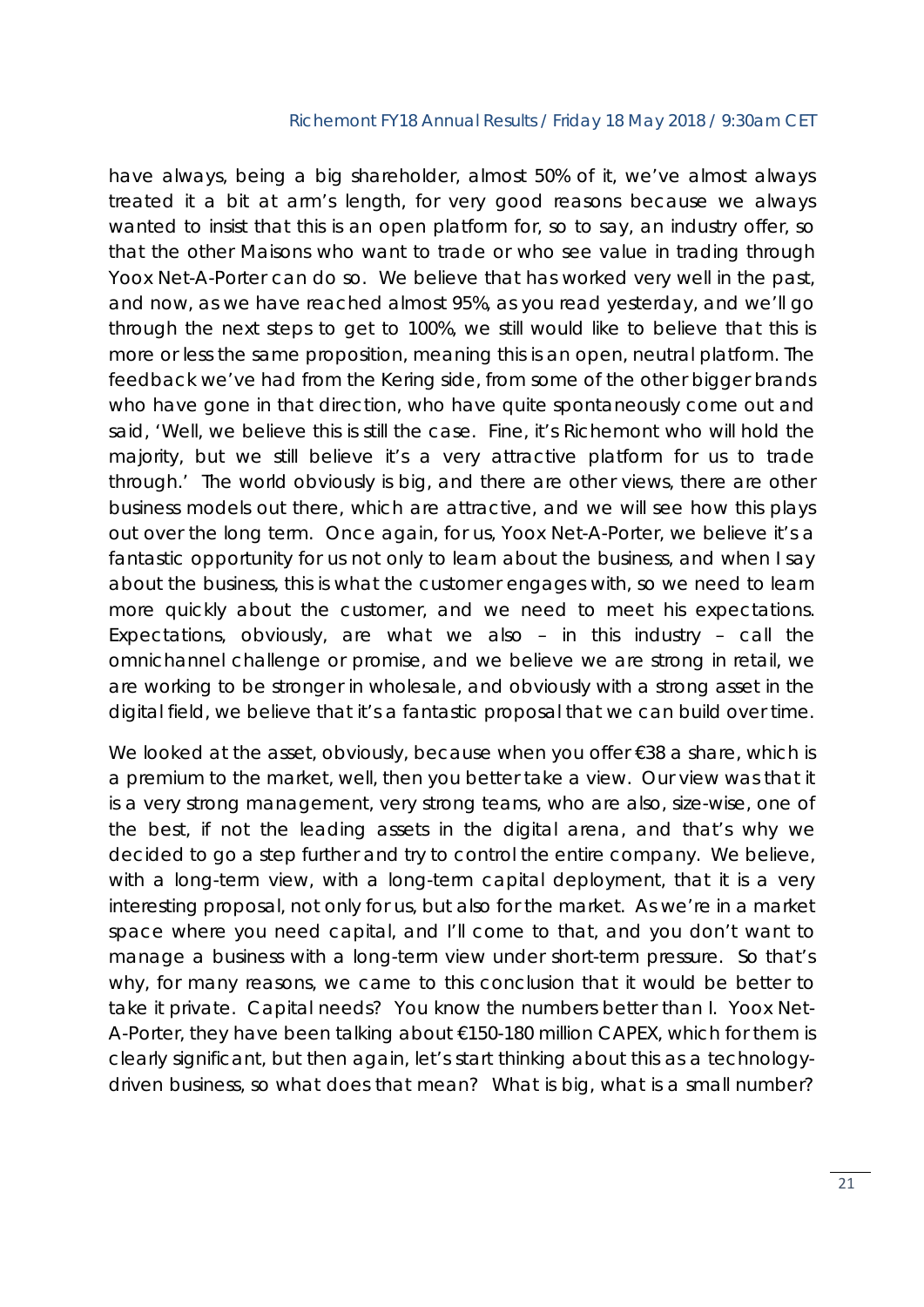have always, being a big shareholder, almost 50% of it, we've almost always treated it a bit at arm's length, for very good reasons because we always wanted to insist that this is an open platform for, so to say, an industry offer, so that the other Maisons who want to trade or who see value in trading through Yoox Net-A-Porter can do so. We believe that has worked very well in the past, and now, as we have reached almost 95%, as you read yesterday, and we'll go through the next steps to get to 100%, we still would like to believe that this is more or less the same proposition, meaning this is an open, neutral platform. The feedback we've had from the Kering side, from some of the other bigger brands who have gone in that direction, who have quite spontaneously come out and said, 'Well, we believe this is still the case. Fine, it's Richemont who will hold the majority, but we still believe it's a very attractive platform for us to trade through.' The world obviously is big, and there are other views, there are other business models out there, which are attractive, and we will see how this plays out over the long term. Once again, for us, Yoox Net-A-Porter, we believe it's a fantastic opportunity for us not only to learn about the business, and when I say about the business, this is what the customer engages with, so we need to learn more quickly about the customer, and we need to meet his expectations. Expectations, obviously, are what we also – in this industry – call the omnichannel challenge or promise, and we believe we are strong in retail, we are working to be stronger in wholesale, and obviously with a strong asset in the digital field, we believe that it's a fantastic proposal that we can build over time.

We looked at the asset, obviously, because when you offer €38 a share, which is a premium to the market, well, then you better take a view. Our view was that it is a very strong management, very strong teams, who are also, size-wise, one of the best, if not the leading assets in the digital arena, and that's why we decided to go a step further and try to control the entire company. We believe, with a long-term view, with a long-term capital deployment, that it is a very interesting proposal, not only for us, but also for the market. As we're in a market space where you need capital, and I'll come to that, and you don't want to manage a business with a long-term view under short-term pressure. So that's why, for many reasons, we came to this conclusion that it would be better to take it private. Capital needs? You know the numbers better than I. Yoox Net-A-Porter, they have been talking about €150-180 million CAPEX, which for them is clearly significant, but then again, let's start thinking about this as a technology-driven business, so what does that mean? What is big, what is a small number?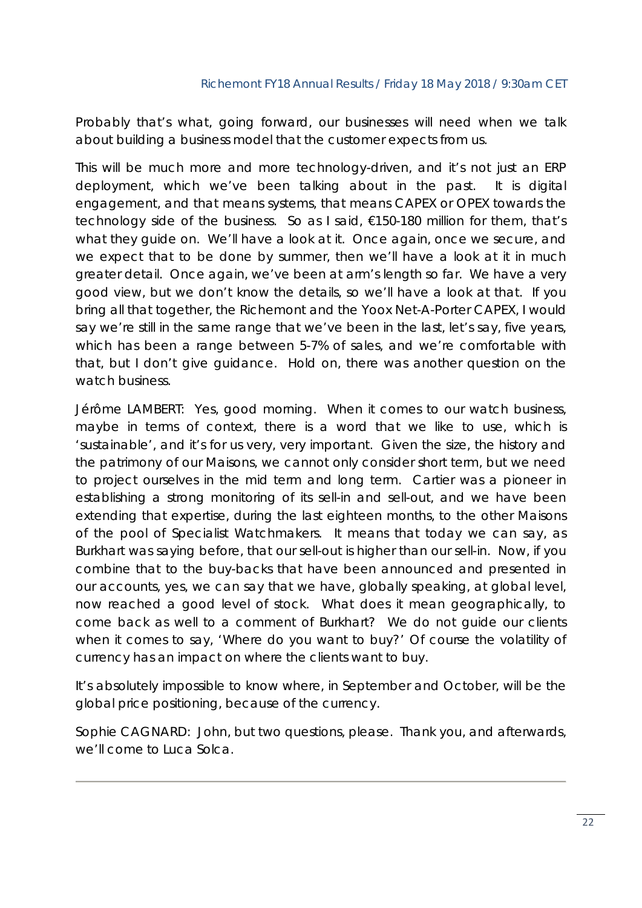Probably that's what, going forward, our businesses will need when we talk about building a business model that the customer expects from us.

This will be much more and more technology-driven, and it's not just an ERP deployment, which we've been talking about in the past. It is digital engagement, and that means systems, that means CAPEX or OPEX towards the technology side of the business. So as I said, €150-180 million for them, that's what they guide on. We'll have a look at it. Once again, once we secure, and we expect that to be done by summer, then we'll have a look at it in much greater detail. Once again, we've been at arm's length so far. We have a very good view, but we don't know the details, so we'll have a look at that. If you bring all that together, the Richemont and the Yoox Net-A-Porter CAPEX, I would say we're still in the same range that we've been in the last, let's say, five years, which has been a range between 5-7% of sales, and we're comfortable with that, but I don't give guidance. Hold on, there was another question on the watch business.

Jérôme LAMBERT: Yes, good morning. When it comes to our watch business, maybe in terms of context, there is a word that we like to use, which is 'sustainable', and it's for us very, very important. Given the size, the history and the patrimony of our Maisons, we cannot only consider short term, but we need to project ourselves in the mid term and long term. Cartier was a pioneer in establishing a strong monitoring of its sell-in and sell-out, and we have been extending that expertise, during the last eighteen months, to the other Maisons of the pool of Specialist Watchmakers. It means that today we can say, as Burkhart was saying before, that our sell-out is higher than our sell-in. Now, if you combine that to the buy-backs that have been announced and presented in our accounts, yes, we can say that we have, globally speaking, at global level, now reached a good level of stock. What does it mean geographically, to come back as well to a comment of Burkhart? We do not guide our clients when it comes to say, 'Where do you want to buy?' Of course the volatility of currency has an impact on where the clients want to buy.

It's absolutely impossible to know where, in September and October, will be the global price positioning, because of the currency.

Sophie CAGNARD: John, but two questions, please. Thank you, and afterwards, we'll come to Luca Solca.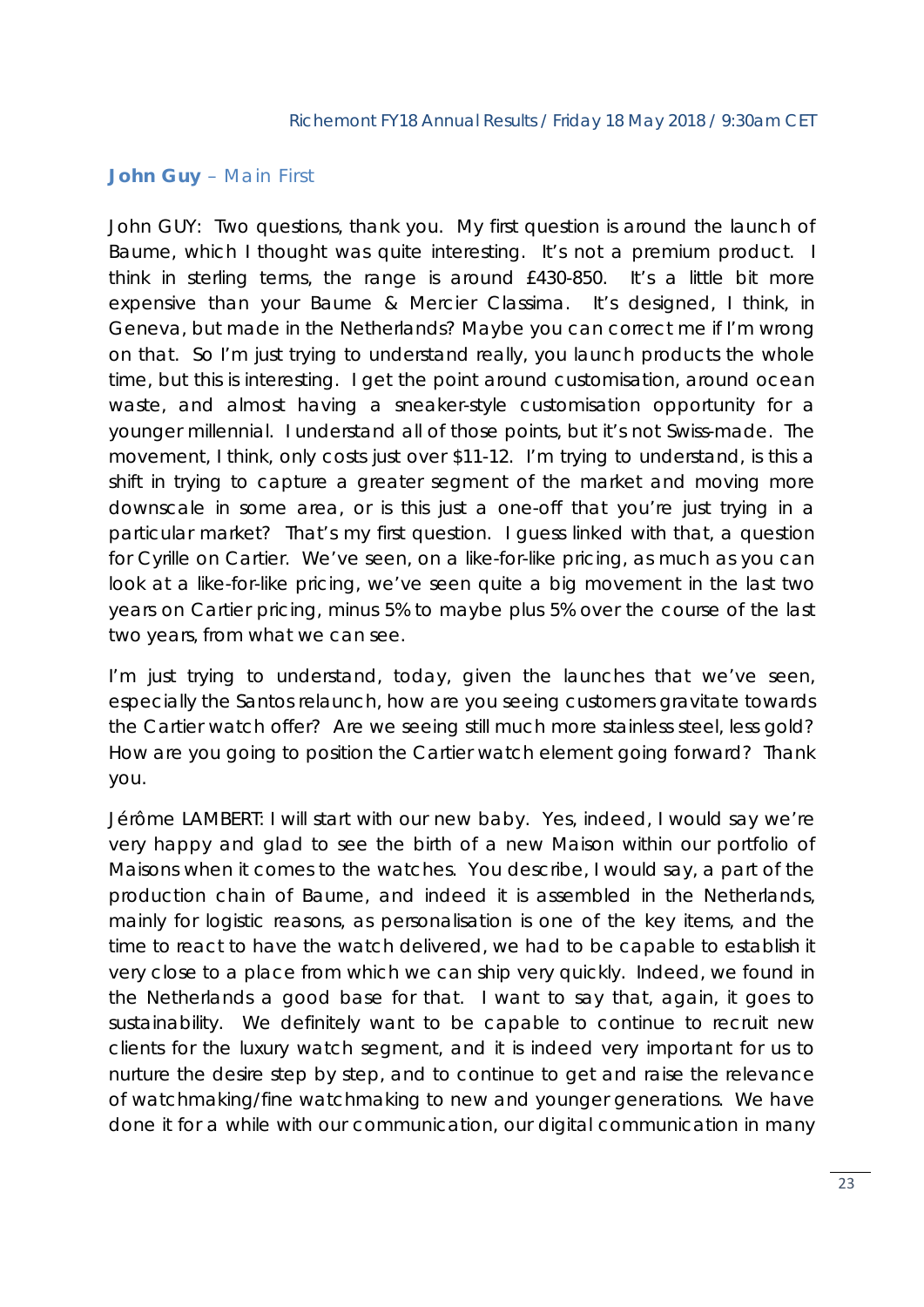**John Guy** – Main First

John GUY: Two questions, thank you. My first question is around the launch of Baume, which I thought was quite interesting. It's not a premium product. I think in sterling terms, the range is around £430-850. It's a little bit more expensive than your Baume & Mercier Classima. It's designed, I think, in Geneva, but made in the Netherlands? Maybe you can correct me if I'm wrong on that. So I'm just trying to understand really, you launch products the whole time, but this is interesting. I get the point around customisation, around ocean waste, and almost having a sneaker-style customisation opportunity for a younger millennial. I understand all of those points, but it's not Swiss-made. The movement, I think, only costs just over $11-12. I'm trying to understand, is this a shift in trying to capture a greater segment of the market and moving more downscale in some area, or is this just a one-off that you're just trying in a particular market? That's my first question. I guess linked with that, a question for Cyrille on Cartier. We've seen, on a like-for-like pricing, as much as you can look at a like-for-like pricing, we've seen quite a big movement in the last two years on Cartier pricing, minus 5% to maybe plus 5% over the course of the last two years, from what we can see.

I'm just trying to understand, today, given the launches that we've seen, especially the Santos relaunch, how are you seeing customers gravitate towards the Cartier watch offer? Are we seeing still much more stainless steel, less gold? How are you going to position the Cartier watch element going forward? Thank you.

Jérôme LAMBERT: I will start with our new baby. Yes, indeed, I would say we're very happy and glad to see the birth of a new Maison within our portfolio of Maisons when it comes to the watches. You describe, I would say, a part of the production chain of Baume, and indeed it is assembled in the Netherlands, mainly for logistic reasons, as personalisation is one of the key items, and the time to react to have the watch delivered, we had to be capable to establish it very close to a place from which we can ship very quickly. Indeed, we found in the Netherlands a good base for that. I want to say that, again, it goes to sustainability. We definitely want to be capable to continue to recruit new clients for the luxury watch segment, and it is indeed very important for us to nurture the desire step by step, and to continue to get and raise the relevance of watchmaking/fine watchmaking to new and younger generations. We have done it for a while with our communication, our digital communication in many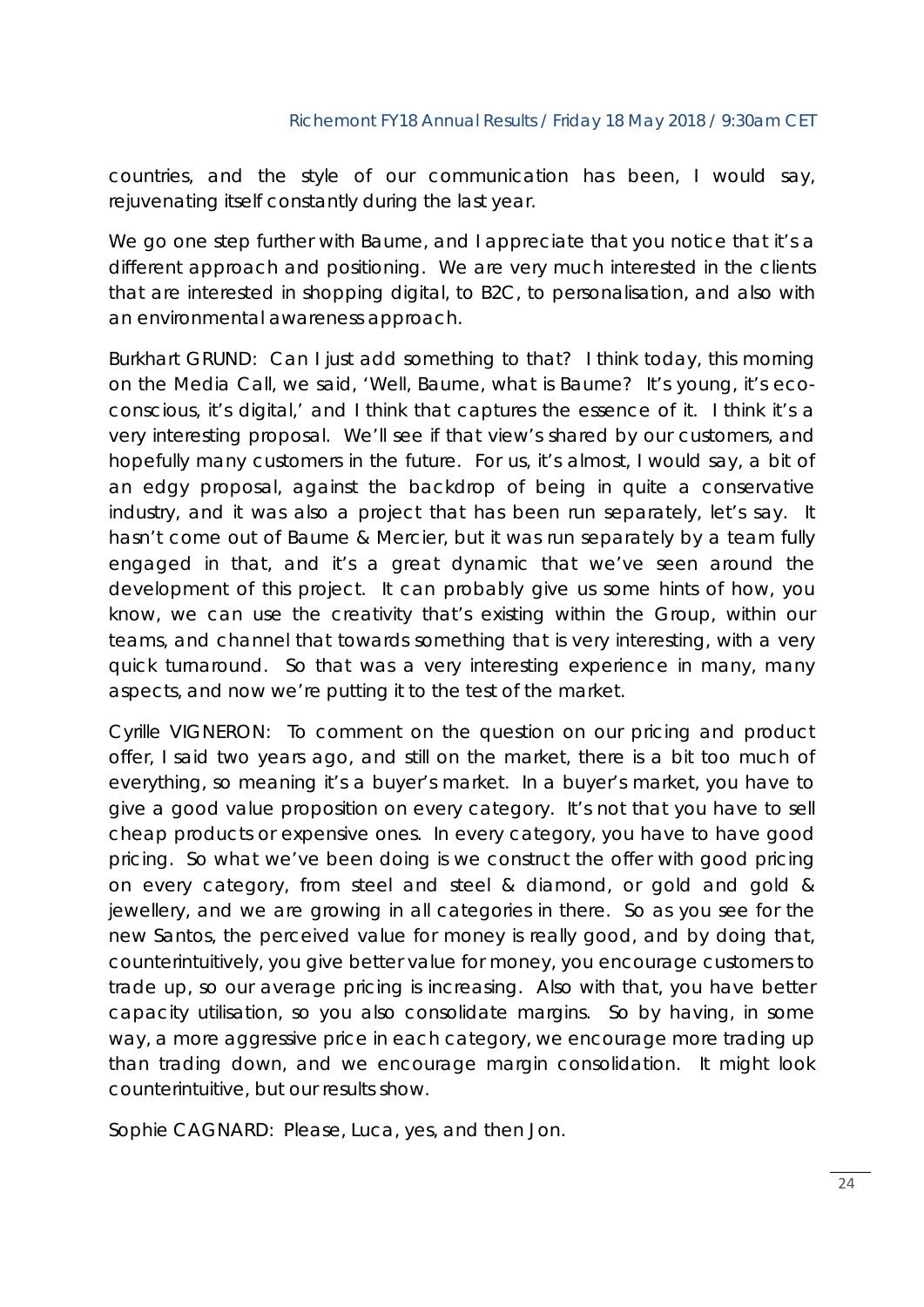countries, and the style of our communication has been, I would say, rejuvenating itself constantly during the last year.

We go one step further with Baume, and I appreciate that you notice that it's a different approach and positioning. We are very much interested in the clients that are interested in shopping digital, to B2C, to personalisation, and also with an environmental awareness approach.

Burkhart GRUND: Can I just add something to that? I think today, this morning on the Media Call, we said, 'Well, Baume, what is Baume? It's young, it's eco-conscious, it's digital,' and I think that captures the essence of it. I think it's a very interesting proposal. We'll see if that view's shared by our customers, and hopefully many customers in the future. For us, it's almost, I would say, a bit of an edgy proposal, against the backdrop of being in quite a conservative industry, and it was also a project that has been run separately, let's say. It hasn't come out of Baume & Mercier, but it was run separately by a team fully engaged in that, and it's a great dynamic that we've seen around the development of this project. It can probably give us some hints of how, you know, we can use the creativity that's existing within the Group, within our teams, and channel that towards something that is very interesting, with a very quick turnaround. So that was a very interesting experience in many, many aspects, and now we're putting it to the test of the market.

Cyrille VIGNERON: To comment on the question on our pricing and product offer, I said two years ago, and still on the market, there is a bit too much of everything, so meaning it's a buyer's market. In a buyer's market, you have to give a good value proposition on every category. It's not that you have to sell cheap products or expensive ones. In every category, you have to have good pricing. So what we've been doing is we construct the offer with good pricing on every category, from steel and steel & diamond, or gold and gold & jewellery, and we are growing in all categories in there. So as you see for the new Santos, the perceived value for money is really good, and by doing that, counterintuitively, you give better value for money, you encourage customers to trade up, so our average pricing is increasing. Also with that, you have better capacity utilisation, so you also consolidate margins. So by having, in some way, a more aggressive price in each category, we encourage more trading up than trading down, and we encourage margin consolidation. It might look counterintuitive, but our results show.

Sophie CAGNARD: Please, Luca, yes, and then Jon.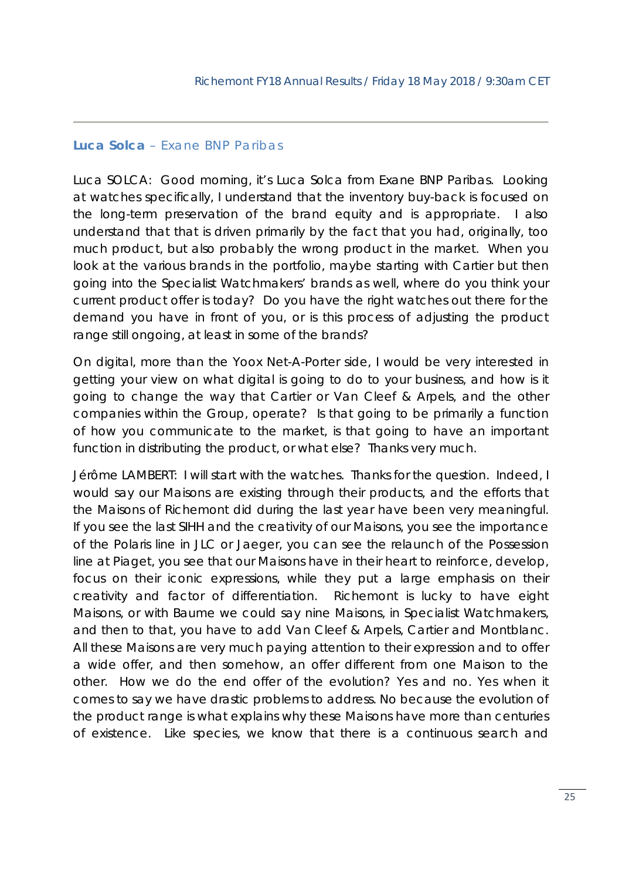### **Luca Solca** – Exane BNP Paribas

Luca SOLCA: Good morning, it's Luca Solca from Exane BNP Paribas. Looking at watches specifically, I understand that the inventory buy-back is focused on the long-term preservation of the brand equity and is appropriate. I also understand that that is driven primarily by the fact that you had, originally, too much product, but also probably the wrong product in the market. When you look at the various brands in the portfolio, maybe starting with Cartier but then going into the Specialist Watchmakers' brands as well, where do you think your current product offer is today? Do you have the right watches out there for the demand you have in front of you, or is this process of adjusting the product range still ongoing, at least in some of the brands?

On digital, more than the Yoox Net-A-Porter side, I would be very interested in getting your view on what digital is going to do to your business, and how is it going to change the way that Cartier or Van Cleef & Arpels, and the other companies within the Group, operate? Is that going to be primarily a function of how you communicate to the market, is that going to have an important function in distributing the product, or what else? Thanks very much.

Jérôme LAMBERT: I will start with the watches. Thanks for the question. Indeed, I would say our Maisons are existing through their products, and the efforts that the Maisons of Richemont did during the last year have been very meaningful. If you see the last SIHH and the creativity of our Maisons, you see the importance of the Polaris line in JLC or Jaeger, you can see the relaunch of the Possession line at Piaget, you see that our Maisons have in their heart to reinforce, develop, focus on their iconic expressions, while they put a large emphasis on their creativity and factor of differentiation. Richemont is lucky to have eight Maisons, or with Baume we could say nine Maisons, in Specialist Watchmakers, and then to that, you have to add Van Cleef & Arpels, Cartier and Montblanc. All these Maisons are very much paying attention to their expression and to offer a wide offer, and then somehow, an offer different from one Maison to the other. How we do the end offer of the evolution? Yes and no. Yes when it comes to say we have drastic problems to address. No because the evolution of the product range is what explains why these Maisons have more than centuries of existence. Like species, we know that there is a continuous search and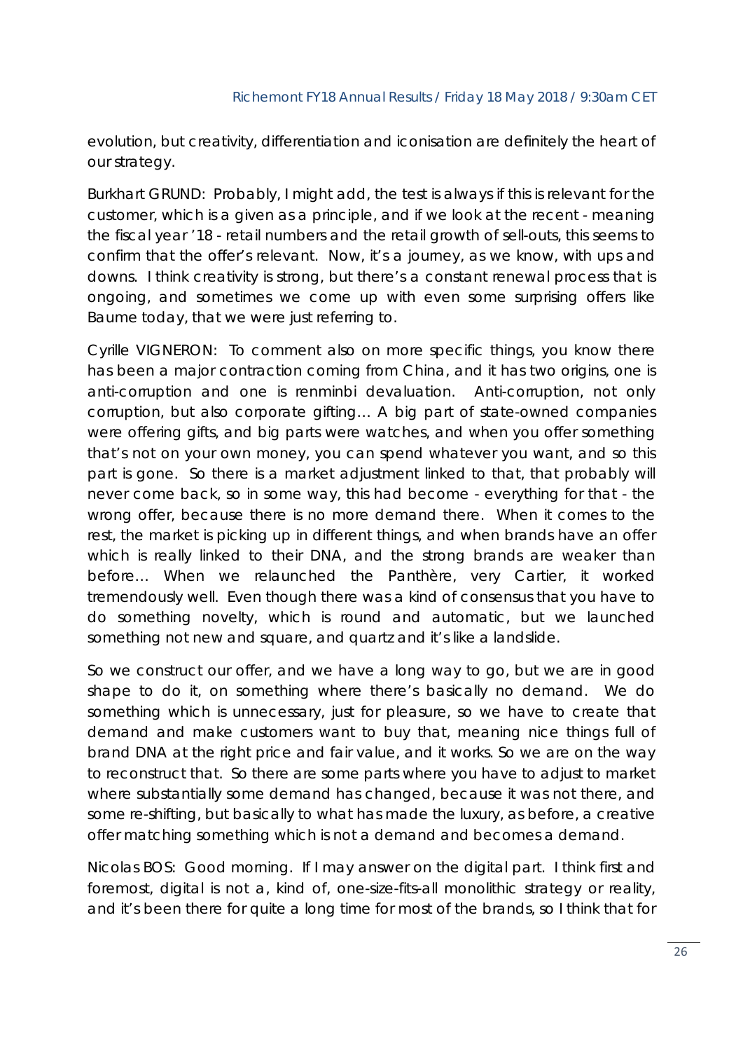evolution, but creativity, differentiation and iconisation are definitely the heart of our strategy.

Burkhart GRUND: Probably, I might add, the test is always if this is relevant for the customer, which is a given as a principle, and if we look at the recent - meaning the fiscal year '18 - retail numbers and the retail growth of sell-outs, this seems to confirm that the offer's relevant. Now, it's a journey, as we know, with ups and downs. I think creativity is strong, but there's a constant renewal process that is ongoing, and sometimes we come up with even some surprising offers like Baume today, that we were just referring to.

Cyrille VIGNERON: To comment also on more specific things, you know there has been a major contraction coming from China, and it has two origins, one is anti-corruption and one is renminbi devaluation. Anti-corruption, not only corruption, but also corporate gifting… A big part of state-owned companies were offering gifts, and big parts were watches, and when you offer something that's not on your own money, you can spend whatever you want, and so this part is gone. So there is a market adjustment linked to that, that probably will never come back, so in some way, this had become - everything for that - the wrong offer, because there is no more demand there. When it comes to the rest, the market is picking up in different things, and when brands have an offer which is really linked to their DNA, and the strong brands are weaker than before… When we relaunched the Panthère, very Cartier, it worked tremendously well. Even though there was a kind of consensus that you have to do something novelty, which is round and automatic, but we launched something not new and square, and quartz and it's like a landslide.

So we construct our offer, and we have a long way to go, but we are in good shape to do it, on something where there's basically no demand. We do something which is unnecessary, just for pleasure, so we have to create that demand and make customers want to buy that, meaning nice things full of brand DNA at the right price and fair value, and it works. So we are on the way to reconstruct that. So there are some parts where you have to adjust to market where substantially some demand has changed, because it was not there, and some re-shifting, but basically to what has made the luxury, as before, a creative offer matching something which is not a demand and becomes a demand.

Nicolas BOS: Good morning. If I may answer on the digital part. I think first and foremost, digital is not a, kind of, one-size-fits-all monolithic strategy or reality, and it's been there for quite a long time for most of the brands, so I think that for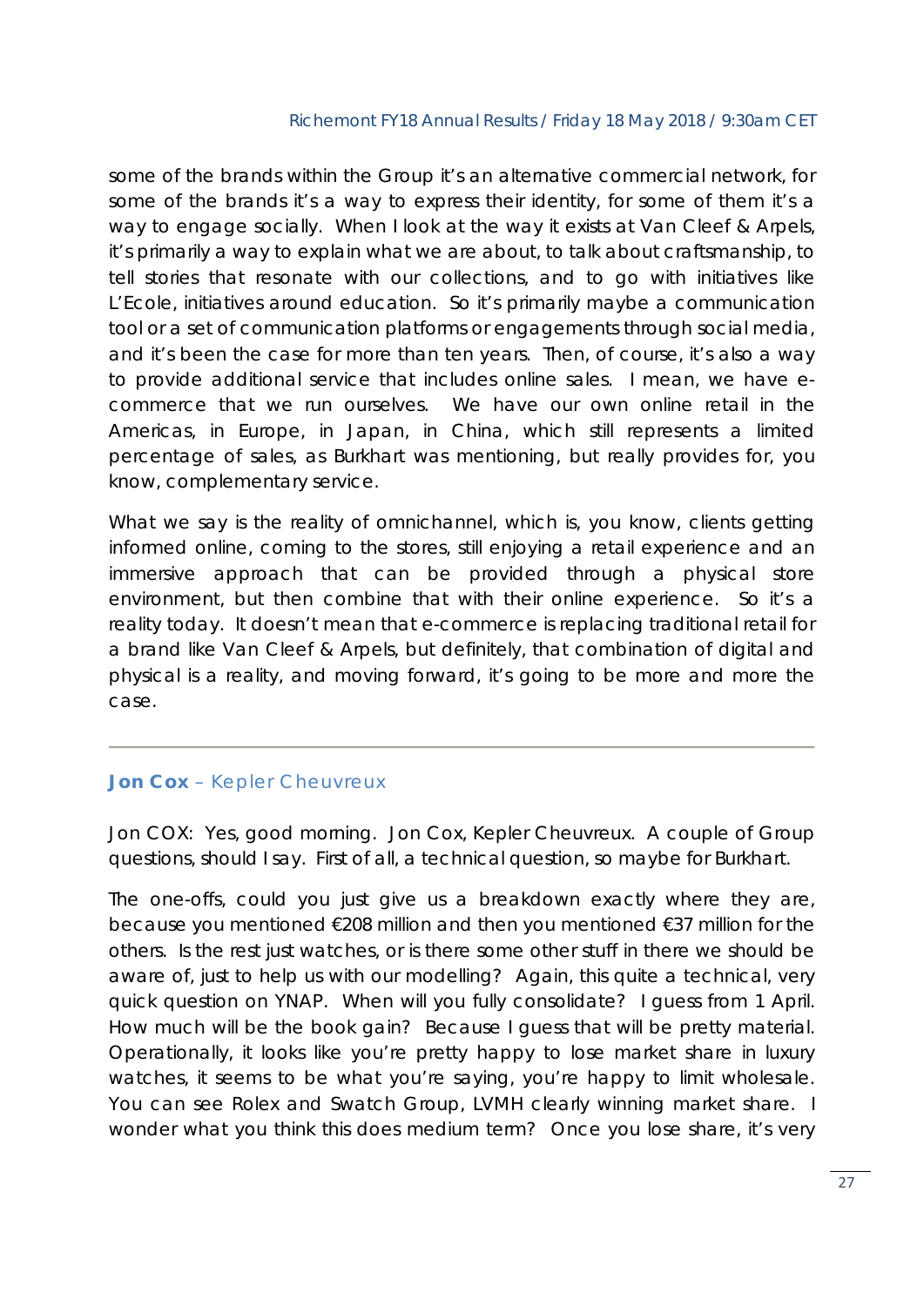some of the brands within the Group it's an alternative commercial network, for some of the brands it's a way to express their identity, for some of them it's a way to engage socially. When I look at the way it exists at Van Cleef & Arpels, it's primarily a way to explain what we are about, to talk about craftsmanship, to tell stories that resonate with our collections, and to go with initiatives like L'Ecole, initiatives around education. So it's primarily maybe a communication tool or a set of communication platforms or engagements through social media, and it's been the case for more than ten years. Then, of course, it's also a way to provide additional service that includes online sales. I mean, we have e-commerce that we run ourselves. We have our own online retail in the Americas, in Europe, in Japan, in China, which still represents a limited percentage of sales, as Burkhart was mentioning, but really provides for, you know, complementary service.

What we say is the reality of omnichannel, which is, you know, clients getting informed online, coming to the stores, still enjoying a retail experience and an immersive approach that can be provided through a physical store environment, but then combine that with their online experience. So it's a reality today. It doesn't mean that e-commerce is replacing traditional retail for a brand like Van Cleef & Arpels, but definitely, that combination of digital and physical is a reality, and moving forward, it's going to be more and more the case.

---

### **Jon Cox** – Kepler Cheuvreux

Jon COX: Yes, good morning. Jon Cox, Kepler Cheuvreux. A couple of Group questions, should I say. First of all, a technical question, so maybe for Burkhart.

The one-offs, could you just give us a breakdown exactly where they are, because you mentioned €208 million and then you mentioned €37 million for the others. Is the rest just watches, or is there some other stuff in there we should be aware of, just to help us with our modelling? Again, this quite a technical, very quick question on YNAP. When will you fully consolidate? I guess from 1 April. How much will be the book gain? Because I guess that will be pretty material. Operationally, it looks like you're pretty happy to lose market share in luxury watches, it seems to be what you're saying, you're happy to limit wholesale. You can see Rolex and Swatch Group, LVMH clearly winning market share. I wonder what you think this does medium term? Once you lose share, it's very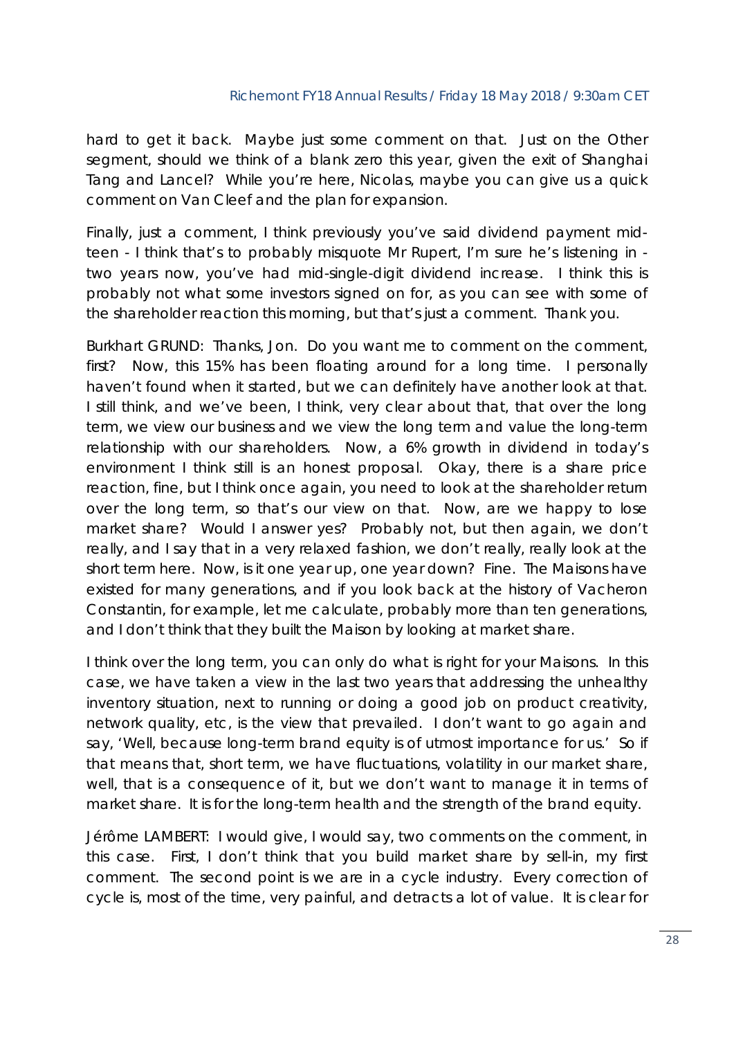hard to get it back. Maybe just some comment on that. Just on the Other segment, should we think of a blank zero this year, given the exit of Shanghai Tang and Lancel? While you're here, Nicolas, maybe you can give us a quick comment on Van Cleef and the plan for expansion.

Finally, just a comment, I think previously you've said dividend payment mid-teen - I think that's to probably misquote Mr Rupert, I'm sure he's listening in - two years now, you've had mid-single-digit dividend increase. I think this is probably not what some investors signed on for, as you can see with some of the shareholder reaction this morning, but that's just a comment. Thank you.

Burkhart GRUND: Thanks, Jon. Do you want me to comment on the comment, first? Now, this 15% has been floating around for a long time. I personally haven't found when it started, but we can definitely have another look at that. I still think, and we've been, I think, very clear about that, that over the long term, we view our business and we view the long term and value the long-term relationship with our shareholders. Now, a 6% growth in dividend in today's environment I think still is an honest proposal. Okay, there is a share price reaction, fine, but I think once again, you need to look at the shareholder return over the long term, so that's our view on that. Now, are we happy to lose market share? Would I answer yes? Probably not, but then again, we don't really, and I say that in a very relaxed fashion, we don't really, really look at the short term here. Now, is it one year up, one year down? Fine. The Maisons have existed for many generations, and if you look back at the history of Vacheron Constantin, for example, let me calculate, probably more than ten generations, and I don't think that they built the Maison by looking at market share.

I think over the long term, you can only do what is right for your Maisons. In this case, we have taken a view in the last two years that addressing the unhealthy inventory situation, next to running or doing a good job on product creativity, network quality, etc, is the view that prevailed. I don't want to go again and say, 'Well, because long-term brand equity is of utmost importance for us.' So if that means that, short term, we have fluctuations, volatility in our market share, well, that is a consequence of it, but we don't want to manage it in terms of market share. It is for the long-term health and the strength of the brand equity.

Jérôme LAMBERT: I would give, I would say, two comments on the comment, in this case. First, I don't think that you build market share by sell-in, my first comment. The second point is we are in a cycle industry. Every correction of cycle is, most of the time, very painful, and detracts a lot of value. It is clear for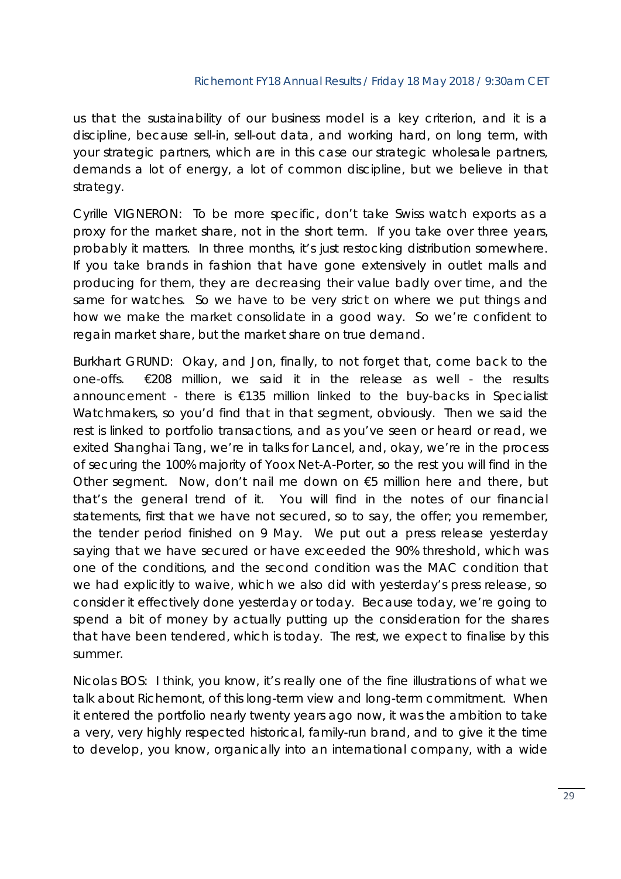us that the sustainability of our business model is a key criterion, and it is a discipline, because sell-in, sell-out data, and working hard, on long term, with your strategic partners, which are in this case our strategic wholesale partners, demands a lot of energy, a lot of common discipline, but we believe in that strategy.

Cyrille VIGNERON: To be more specific, don't take Swiss watch exports as a proxy for the market share, not in the short term. If you take over three years, probably it matters. In three months, it's just restocking distribution somewhere. If you take brands in fashion that have gone extensively in outlet malls and producing for them, they are decreasing their value badly over time, and the same for watches. So we have to be very strict on where we put things and how we make the market consolidate in a good way. So we're confident to regain market share, but the market share on true demand.

Burkhart GRUND: Okay, and Jon, finally, to not forget that, come back to the one-offs. €208 million, we said it in the release as well - the results announcement - there is €135 million linked to the buy-backs in Specialist Watchmakers, so you'd find that in that segment, obviously. Then we said the rest is linked to portfolio transactions, and as you've seen or heard or read, we exited Shanghai Tang, we're in talks for Lancel, and, okay, we're in the process of securing the 100% majority of Yoox Net-A-Porter, so the rest you will find in the Other segment. Now, don't nail me down on €5 million here and there, but that's the general trend of it. You will find in the notes of our financial statements, first that we have not secured, so to say, the offer; you remember, the tender period finished on 9 May. We put out a press release yesterday saying that we have secured or have exceeded the 90% threshold, which was one of the conditions, and the second condition was the MAC condition that we had explicitly to waive, which we also did with yesterday's press release, so consider it effectively done yesterday or today. Because today, we're going to spend a bit of money by actually putting up the consideration for the shares that have been tendered, which is today. The rest, we expect to finalise by this summer.

Nicolas BOS: I think, you know, it's really one of the fine illustrations of what we talk about Richemont, of this long-term view and long-term commitment. When it entered the portfolio nearly twenty years ago now, it was the ambition to take a very, very highly respected historical, family-run brand, and to give it the time to develop, you know, organically into an international company, with a wide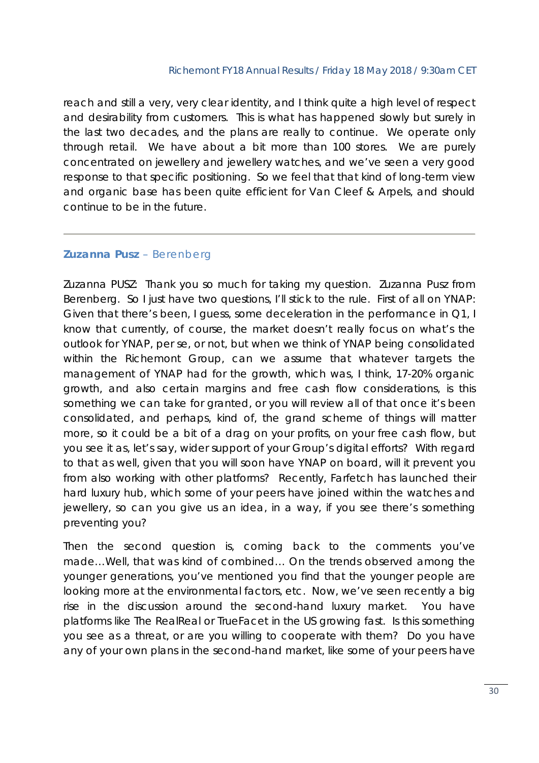reach and still a very, very clear identity, and I think quite a high level of respect and desirability from customers. This is what has happened slowly but surely in the last two decades, and the plans are really to continue. We operate only through retail. We have about a bit more than 100 stores. We are purely concentrated on jewellery and jewellery watches, and we've seen a very good response to that specific positioning. So we feel that that kind of long-term view and organic base has been quite efficient for Van Cleef & Arpels, and should continue to be in the future.

---

### **Zuzanna Pusz** – Berenberg

Zuzanna PUSZ: Thank you so much for taking my question. Zuzanna Pusz from Berenberg. So I just have two questions, I'll stick to the rule. First of all on YNAP: Given that there's been, I guess, some deceleration in the performance in Q1, I know that currently, of course, the market doesn't really focus on what's the outlook for YNAP, per se, or not, but when we think of YNAP being consolidated within the Richemont Group, can we assume that whatever targets the management of YNAP had for the growth, which was, I think, 17-20% organic growth, and also certain margins and free cash flow considerations, is this something we can take for granted, or you will review all of that once it's been consolidated, and perhaps, kind of, the grand scheme of things will matter more, so it could be a bit of a drag on your profits, on your free cash flow, but you see it as, let's say, wider support of your Group's digital efforts? With regard to that as well, given that you will soon have YNAP on board, will it prevent you from also working with other platforms? Recently, Farfetch has launched their hard luxury hub, which some of your peers have joined within the watches and jewellery, so can you give us an idea, in a way, if you see there's something preventing you?

Then the second question is, coming back to the comments you've made…Well, that was kind of combined… On the trends observed among the younger generations, you've mentioned you find that the younger people are looking more at the environmental factors, etc. Now, we've seen recently a big rise in the discussion around the second-hand luxury market. You have platforms like The RealReal or TrueFacet in the US growing fast. Is this something you see as a threat, or are you willing to cooperate with them? Do you have any of your own plans in the second-hand market, like some of your peers have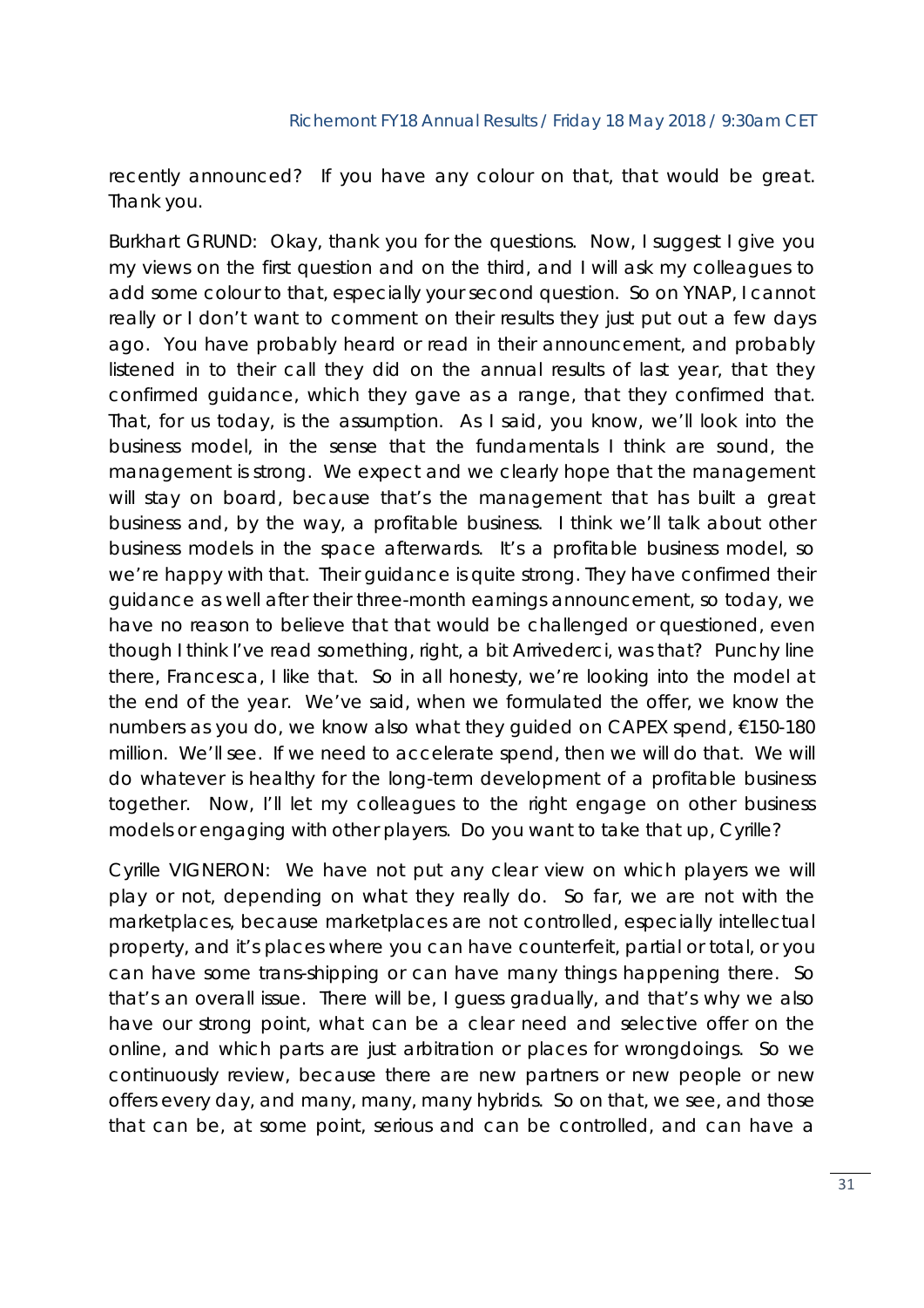recently announced? If you have any colour on that, that would be great. Thank you.

Burkhart GRUND: Okay, thank you for the questions. Now, I suggest I give you my views on the first question and on the third, and I will ask my colleagues to add some colour to that, especially your second question. So on YNAP, I cannot really or I don't want to comment on their results they just put out a few days ago. You have probably heard or read in their announcement, and probably listened in to their call they did on the annual results of last year, that they confirmed guidance, which they gave as a range, that they confirmed that. That, for us today, is the assumption. As I said, you know, we'll look into the business model, in the sense that the fundamentals I think are sound, the management is strong. We expect and we clearly hope that the management will stay on board, because that's the management that has built a great business and, by the way, a profitable business. I think we'll talk about other business models in the space afterwards. It's a profitable business model, so we're happy with that. Their guidance is quite strong. They have confirmed their guidance as well after their three-month earnings announcement, so today, we have no reason to believe that that would be challenged or questioned, even though I think I've read something, right, a bit Arrivederci, was that? Punchy line there, Francesca, I like that. So in all honesty, we're looking into the model at the end of the year. We've said, when we formulated the offer, we know the numbers as you do, we know also what they guided on CAPEX spend, €150-180 million. We'll see. If we need to accelerate spend, then we will do that. We will do whatever is healthy for the long-term development of a profitable business together. Now, I'll let my colleagues to the right engage on other business models or engaging with other players. Do you want to take that up, Cyrille?

Cyrille VIGNERON: We have not put any clear view on which players we will play or not, depending on what they really do. So far, we are not with the marketplaces, because marketplaces are not controlled, especially intellectual property, and it's places where you can have counterfeit, partial or total, or you can have some trans-shipping or can have many things happening there. So that's an overall issue. There will be, I guess gradually, and that's why we also have our strong point, what can be a clear need and selective offer on the online, and which parts are just arbitration or places for wrongdoings. So we continuously review, because there are new partners or new people or new offers every day, and many, many, many hybrids. So on that, we see, and those that can be, at some point, serious and can be controlled, and can have a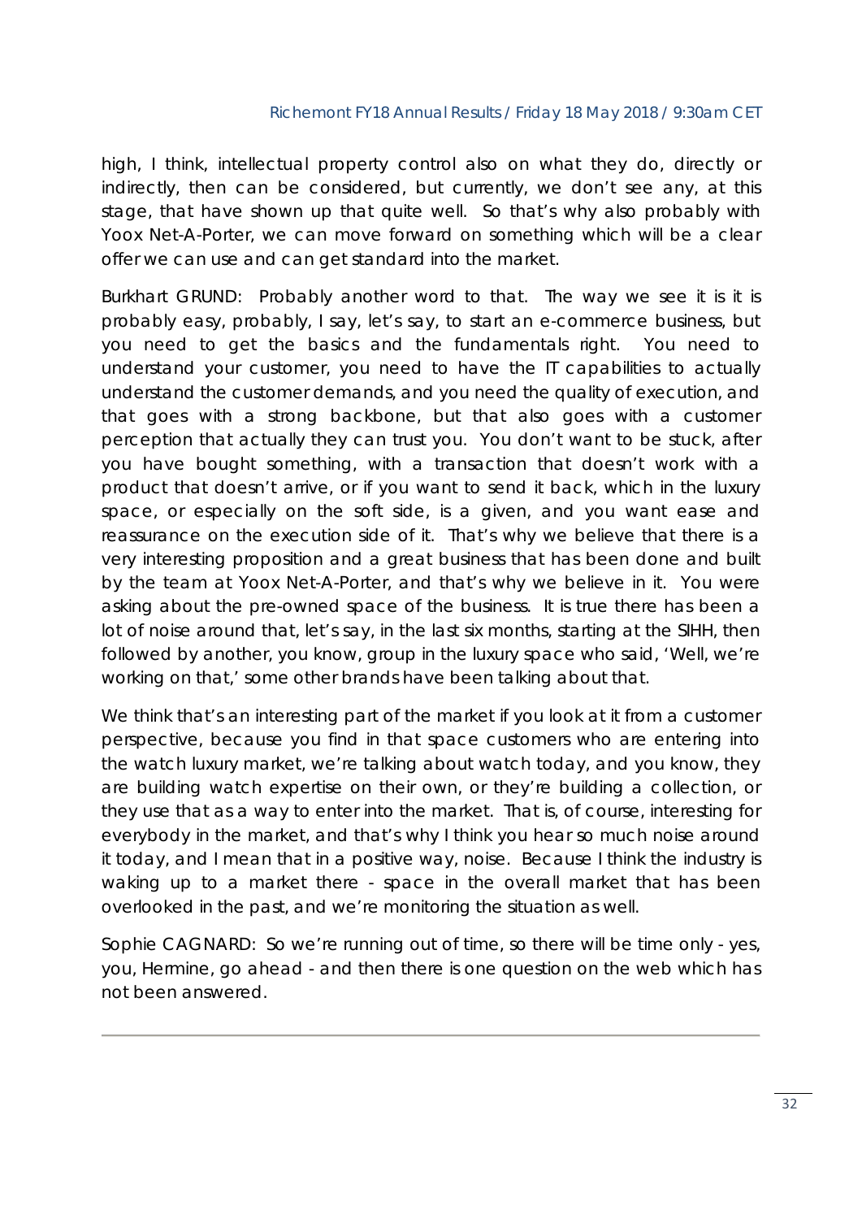high, I think, intellectual property control also on what they do, directly or indirectly, then can be considered, but currently, we don't see any, at this stage, that have shown up that quite well. So that's why also probably with Yoox Net-A-Porter, we can move forward on something which will be a clear offer we can use and can get standard into the market.

Burkhart GRUND: Probably another word to that. The way we see it is it is probably easy, probably, I say, let's say, to start an e-commerce business, but you need to get the basics and the fundamentals right. You need to understand your customer, you need to have the IT capabilities to actually understand the customer demands, and you need the quality of execution, and that goes with a strong backbone, but that also goes with a customer perception that actually they can trust you. You don't want to be stuck, after you have bought something, with a transaction that doesn't work with a product that doesn't arrive, or if you want to send it back, which in the luxury space, or especially on the soft side, is a given, and you want ease and reassurance on the execution side of it. That's why we believe that there is a very interesting proposition and a great business that has been done and built by the team at Yoox Net-A-Porter, and that's why we believe in it. You were asking about the pre-owned space of the business. It is true there has been a lot of noise around that, let's say, in the last six months, starting at the SIHH, then followed by another, you know, group in the luxury space who said, 'Well, we're working on that,' some other brands have been talking about that.

We think that's an interesting part of the market if you look at it from a customer perspective, because you find in that space customers who are entering into the watch luxury market, we're talking about watch today, and you know, they are building watch expertise on their own, or they're building a collection, or they use that as a way to enter into the market. That is, of course, interesting for everybody in the market, and that's why I think you hear so much noise around it today, and I mean that in a positive way, noise. Because I think the industry is waking up to a market there - space in the overall market that has been overlooked in the past, and we're monitoring the situation as well.

Sophie CAGNARD: So we're running out of time, so there will be time only - yes, you, Hermine, go ahead - and then there is one question on the web which has not been answered.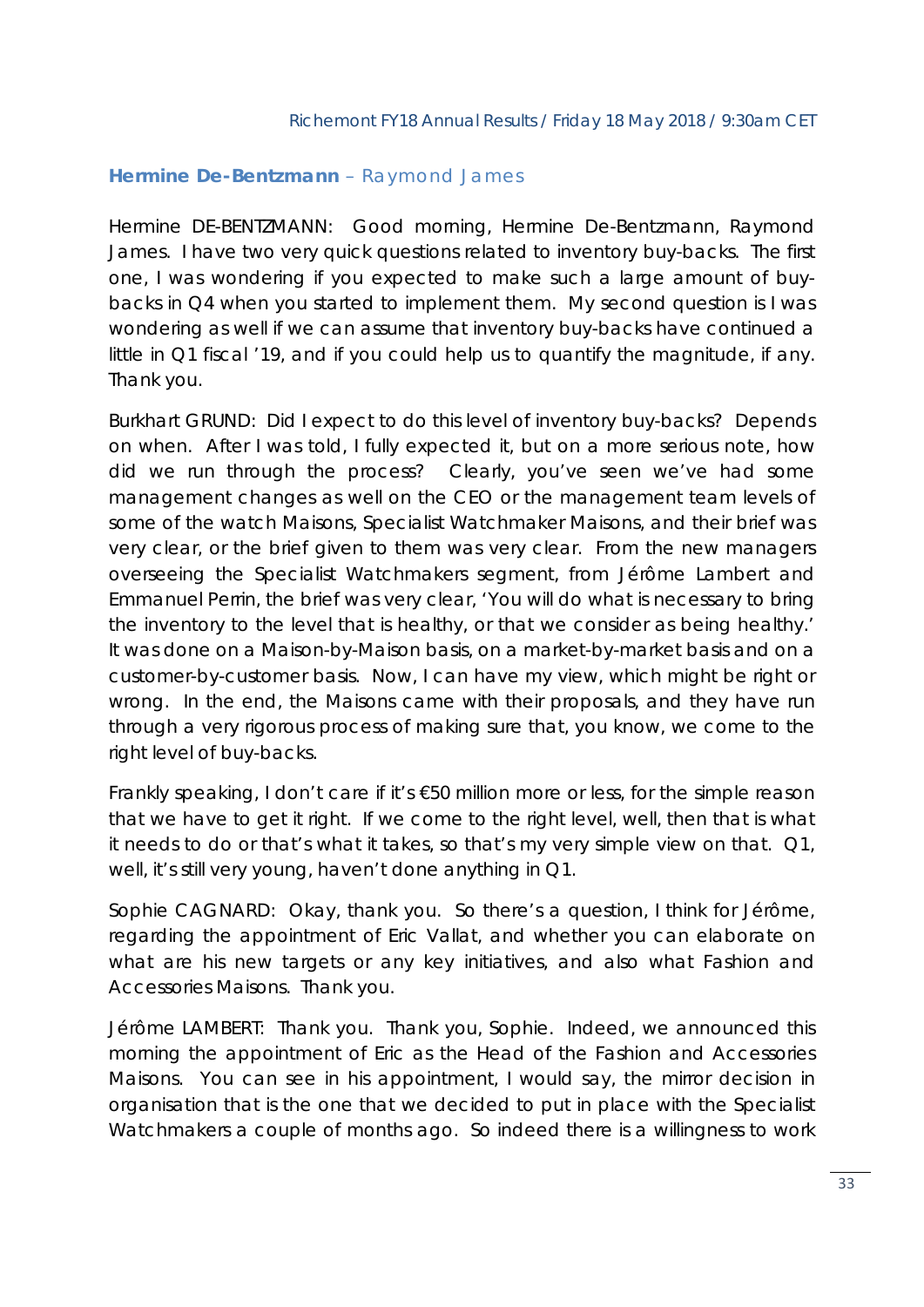**Hermine De-Bentzmann** – Raymond James

Hermine DE-BENTZMANN: Good morning, Hermine De-Bentzmann, Raymond James. I have two very quick questions related to inventory buy-backs. The first one, I was wondering if you expected to make such a large amount of buy-backs in Q4 when you started to implement them. My second question is I was wondering as well if we can assume that inventory buy-backs have continued a little in Q1 fiscal '19, and if you could help us to quantify the magnitude, if any. Thank you.

Burkhart GRUND: Did I expect to do this level of inventory buy-backs? Depends on when. After I was told, I fully expected it, but on a more serious note, how did we run through the process? Clearly, you've seen we've had some management changes as well on the CEO or the management team levels of some of the watch Maisons, Specialist Watchmaker Maisons, and their brief was very clear, or the brief given to them was very clear. From the new managers overseeing the Specialist Watchmakers segment, from Jérôme Lambert and Emmanuel Perrin, the brief was very clear, 'You will do what is necessary to bring the inventory to the level that is healthy, or that we consider as being healthy.' It was done on a Maison-by-Maison basis, on a market-by-market basis and on a customer-by-customer basis. Now, I can have my view, which might be right or wrong. In the end, the Maisons came with their proposals, and they have run through a very rigorous process of making sure that, you know, we come to the right level of buy-backs.

Frankly speaking, I don't care if it's €50 million more or less, for the simple reason that we have to get it right. If we come to the right level, well, then that is what it needs to do or that's what it takes, so that's my very simple view on that. Q1, well, it's still very young, haven't done anything in Q1.

Sophie CAGNARD: Okay, thank you. So there's a question, I think for Jérôme, regarding the appointment of Eric Vallat, and whether you can elaborate on what are his new targets or any key initiatives, and also what Fashion and Accessories Maisons. Thank you.

Jérôme LAMBERT: Thank you. Thank you, Sophie. Indeed, we announced this morning the appointment of Eric as the Head of the Fashion and Accessories Maisons. You can see in his appointment, I would say, the mirror decision in organisation that is the one that we decided to put in place with the Specialist Watchmakers a couple of months ago. So indeed there is a willingness to work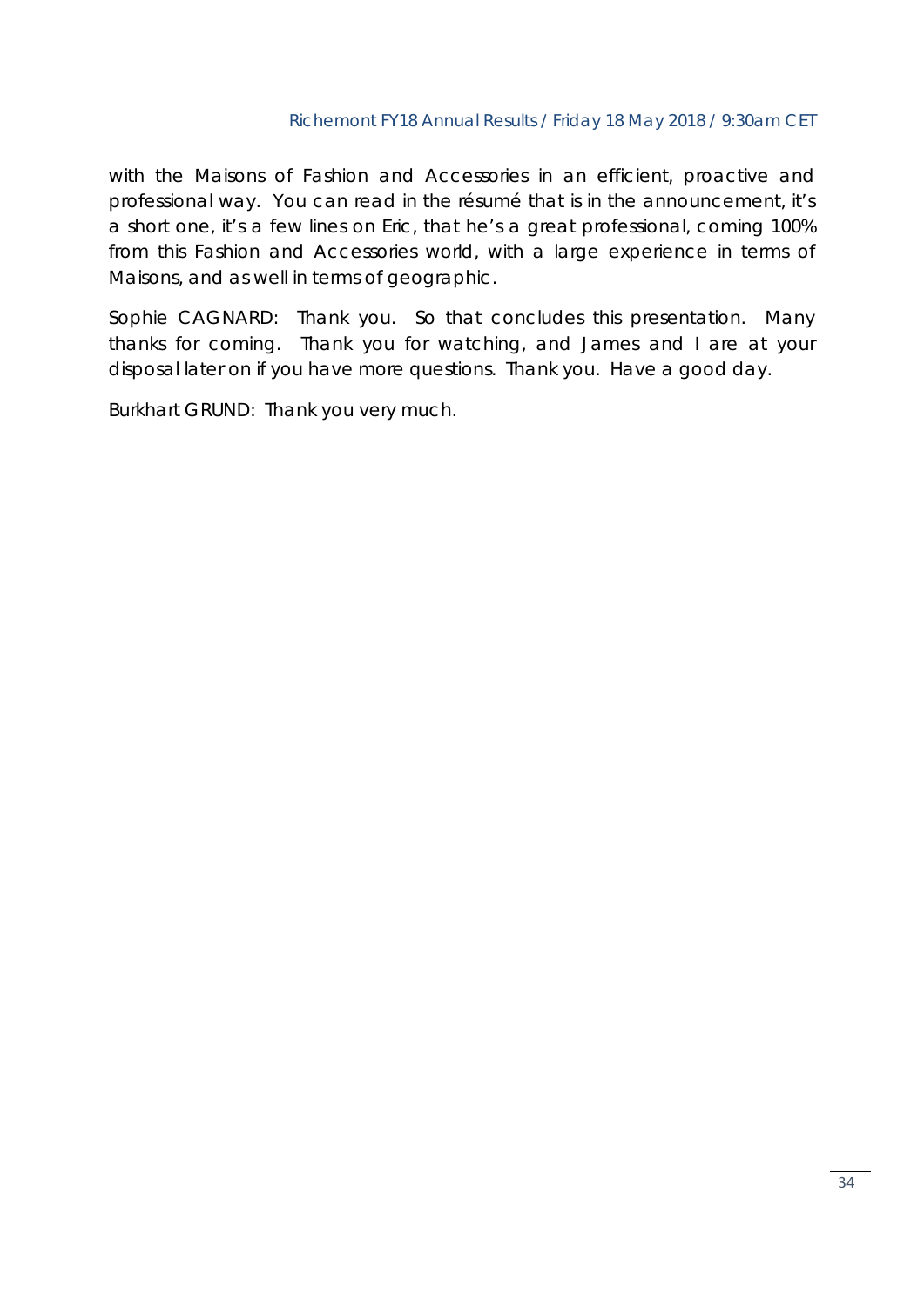with the Maisons of Fashion and Accessories in an efficient, proactive and professional way. You can read in the résumé that is in the announcement, it's a short one, it's a few lines on Eric, that he's a great professional, coming 100% from this Fashion and Accessories world, with a large experience in terms of Maisons, and as well in terms of geographic.

Sophie CAGNARD: Thank you. So that concludes this presentation. Many thanks for coming. Thank you for watching, and James and I are at your disposal later on if you have more questions. Thank you. Have a good day.

Burkhart GRUND: Thank you very much.